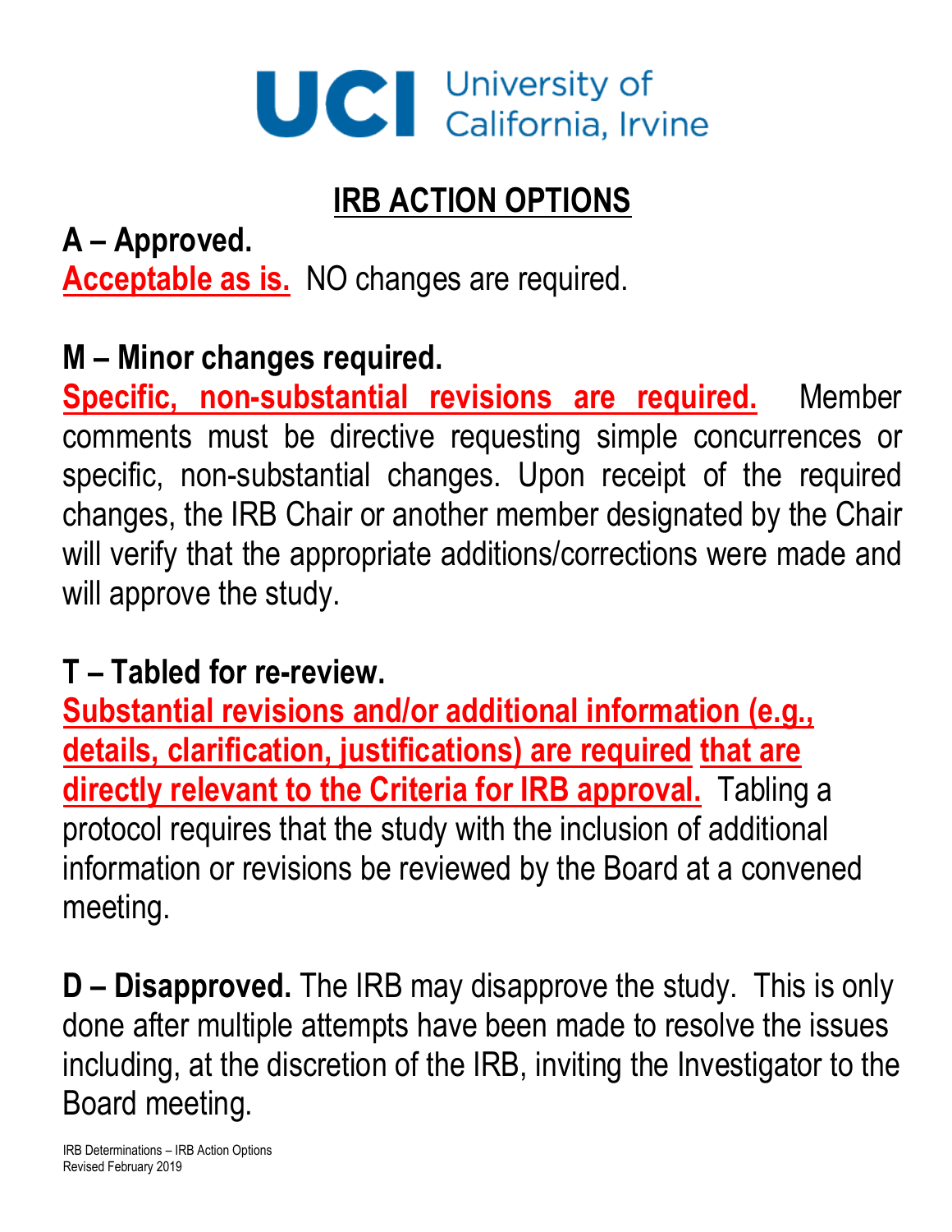UCI University of California, Irvine

# IRB ACTION OPTIONS

**A – Approved.**

**Acceptable as is.** NO changes are required.

**M – Minor changes required.**

**Specific, non-substantial revisions are required.** Member comments must be directive requesting simple concurrences or specific, non-substantial changes. Upon receipt of the required changes, the IRB Chair or another member designated by the Chair will verify that the appropriate additions/corrections were made and will approve the study.

**T – Tabled for re-review.**

**Substantial revisions and/or additional information (e.g., details, clarification, justifications) are required that are directly relevant to the Criteria for IRB approval.** Tabling a protocol requires that the study with the inclusion of additional information or revisions be reviewed by the Board at a convened meeting.

**D – Disapproved.** The IRB may disapprove the study. This is only done after multiple attempts have been made to resolve the issues including, at the discretion of the IRB, inviting the Investigator to the Board meeting.

IRB Determinations – IRB Action Options
Revised February 2019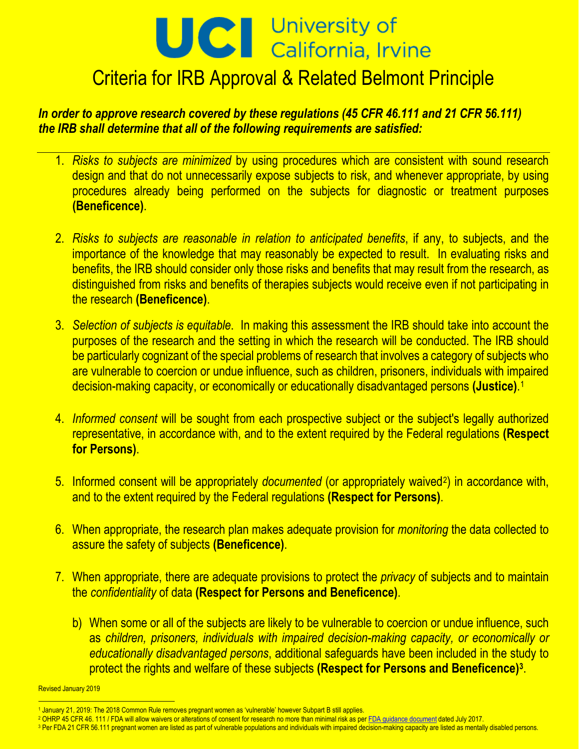# University of California, Irvine

## Criteria for IRB Approval & Related Belmont Principle

***In order to approve research covered by these regulations (45 CFR 46.111 and 21 CFR 56.111) the IRB shall determine that all of the following requirements are satisfied:***

---

1. *Risks to subjects are minimized* by using procedures which are consistent with sound research design and that do not unnecessarily expose subjects to risk, and whenever appropriate, by using procedures already being performed on the subjects for diagnostic or treatment purposes **(Beneficence)**.

2. *Risks to subjects are reasonable in relation to anticipated benefits*, if any, to subjects, and the importance of the knowledge that may reasonably be expected to result. In evaluating risks and benefits, the IRB should consider only those risks and benefits that may result from the research, as distinguished from risks and benefits of therapies subjects would receive even if not participating in the research **(Beneficence)**.

3. *Selection of subjects is equitable*. In making this assessment the IRB should take into account the purposes of the research and the setting in which the research will be conducted. The IRB should be particularly cognizant of the special problems of research that involves a category of subjects who are vulnerable to coercion or undue influence, such as children, prisoners, individuals with impaired decision-making capacity, or economically or educationally disadvantaged persons **(Justice)**.[1]

4. *Informed consent* will be sought from each prospective subject or the subject's legally authorized representative, in accordance with, and to the extent required by the Federal regulations **(Respect for Persons)**.

5. Informed consent will be appropriately *documented* (or appropriately waived[2]) in accordance with, and to the extent required by the Federal regulations **(Respect for Persons)**.

6. When appropriate, the research plan makes adequate provision for *monitoring* the data collected to assure the safety of subjects **(Beneficence)**.

7. When appropriate, there are adequate provisions to protect the *privacy* of subjects and to maintain the *confidentiality* of data **(Respect for Persons and Beneficence)**.

   b) When some or all of the subjects are likely to be vulnerable to coercion or undue influence, such as *children, prisoners, individuals with impaired decision-making capacity, or economically or educationally disadvantaged persons*, additional safeguards have been included in the study to protect the rights and welfare of these subjects **(Respect for Persons and Beneficence)**[3].

Revised January 2019

---

[1] January 21, 2019: The 2018 Common Rule removes pregnant women as 'vulnerable' however Subpart B still applies.

[2] OHRP 45 CFR 46. 111 / FDA will allow waivers or alterations of consent for research no more than minimal risk as per FDA guidance document dated July 2017.

[3] Per FDA 21 CFR 56.111 pregnant women are listed as part of vulnerable populations and individuals with impaired decision-making capacity are listed as mentally disabled persons.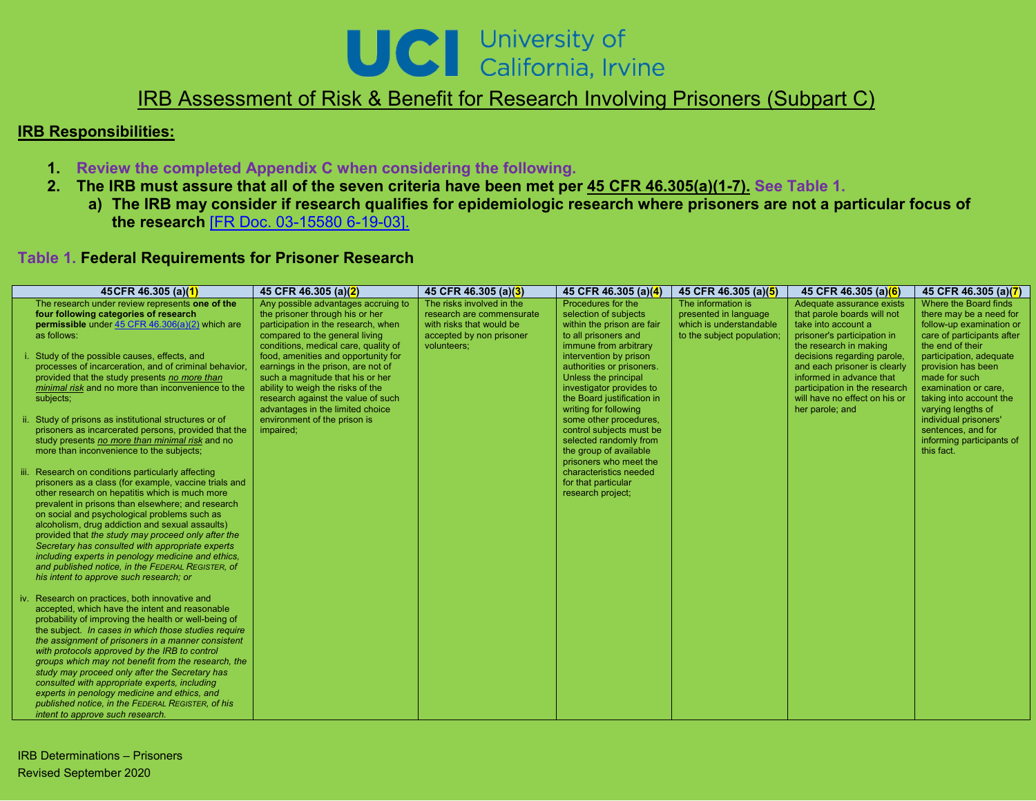# University of California, Irvine

## IRB Assessment of Risk & Benefit for Research Involving Prisoners (Subpart C)

**IRB Responsibilities:**

1. **Review the completed Appendix C when considering the following.**
2. **The IRB must assure that all of the seven criteria have been met per 45 CFR 46.305(a)(1-7). See Table 1.**
   a) **The IRB may consider if research qualifies for epidemiologic research where prisoners are not a particular focus of the research [FR Doc. 03-15580 6-19-03].**

**Table 1. Federal Requirements for Prisoner Research**

| 45CFR 46.305 (a)(1) | 45 CFR 46.305 (a)(2) | 45 CFR 46.305 (a)(3) | 45 CFR 46.305 (a)(4) | 45 CFR 46.305 (a)(5) | 45 CFR 46.305 (a)(6) | 45 CFR 46.305 (a)(7) |
|---|---|---|---|---|---|---|
| The research under review represents **one of the four following categories of research permissible** under 45 CFR 46.306(a)(2) which are as follows:<br><br>i. Study of the possible causes, effects, and processes of incarceration, and of criminal behavior, provided that the study presents *no more than minimal risk* and no more than inconvenience to the subjects;<br><br>ii. Study of prisons as institutional structures or of prisoners as incarcerated persons, provided that the study presents *no more than minimal risk* and no more than inconvenience to the subjects;<br><br>iii. Research on conditions particularly affecting prisoners as a class (for example, vaccine trials and other research on hepatitis which is much more prevalent in prisons than elsewhere; and research on social and psychological problems such as alcoholism, drug addiction and sexual assaults) provided that *the study may proceed only after the Secretary has consulted with appropriate experts including experts in penology medicine and ethics, and published notice, in the FEDERAL REGISTER, of his intent to approve such research;* or<br><br>iv. Research on practices, both innovative and accepted, which have the intent and reasonable probability of improving the health or well-being of the subject. *In cases in which those studies require the assignment of prisoners in a manner consistent with protocols approved by the IRB to control groups which may not benefit from the research, the study may proceed only after the Secretary has consulted with appropriate experts, including experts in penology medicine and ethics, and published notice, in the FEDERAL REGISTER, of his intent to approve such research.* | Any possible advantages accruing to the prisoner through his or her participation in the research, when compared to the general living conditions, medical care, quality of food, amenities and opportunity for earnings in the prison, are not of such a magnitude that his or her ability to weigh the risks of the research against the value of such advantages in the limited choice environment of the prison is impaired; | The risks involved in the research are commensurate with risks that would be accepted by non prisoner volunteers; | Procedures for the selection of subjects within the prison are fair to all prisoners and immune from arbitrary intervention by prison authorities or prisoners. Unless the principal investigator provides to the Board justification in writing for following some other procedures, control subjects must be selected randomly from the group of available prisoners who meet the characteristics needed for that particular research project; | The information is presented in language which is understandable to the subject population; | Adequate assurance exists that parole boards will not take into account a prisoner's participation in the research in making decisions regarding parole, and each prisoner is clearly informed in advance that participation in the research will have no effect on his or her parole; and | Where the Board finds there may be a need for follow-up examination or care of participants after the end of their participation, adequate provision has been made for such examination or care, taking into account the varying lengths of individual prisoners' sentences, and for informing participants of this fact. |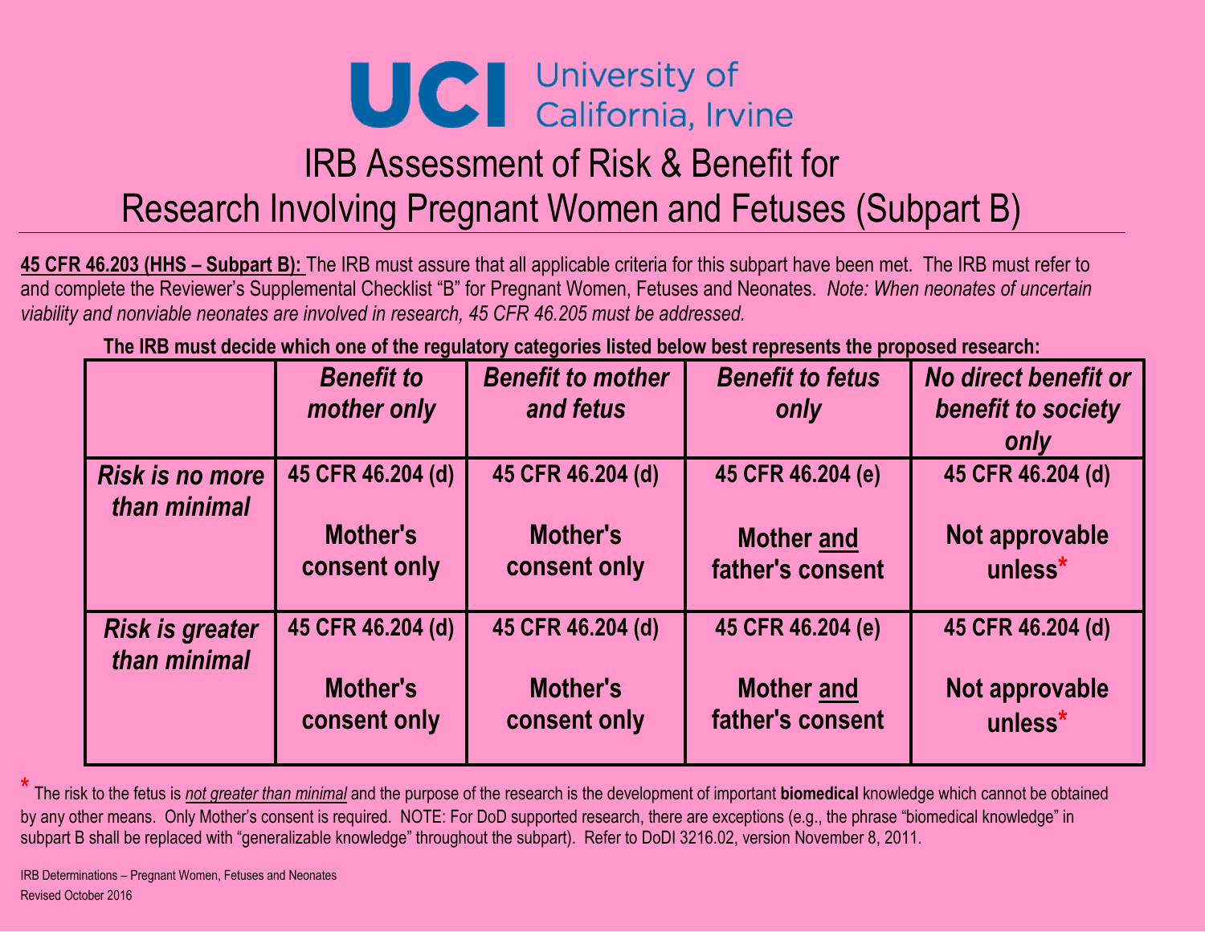UCI University of California, Irvine

# IRB Assessment of Risk & Benefit for Research Involving Pregnant Women and Fetuses (Subpart B)

**45 CFR 46.203 (HHS – Subpart B):** The IRB must assure that all applicable criteria for this subpart have been met. The IRB must refer to and complete the Reviewer's Supplemental Checklist "B" for Pregnant Women, Fetuses and Neonates. *Note: When neonates of uncertain viability and nonviable neonates are involved in research, 45 CFR 46.205 must be addressed.*

**The IRB must decide which one of the regulatory categories listed below best represents the proposed research:**

| | ***Benefit to mother only*** | ***Benefit to mother and fetus*** | ***Benefit to fetus only*** | ***No direct benefit or benefit to society only*** |
|---|---|---|---|---|
| ***Risk is no more than minimal*** | **45 CFR 46.204 (d)** <br> **Mother's consent only** | **45 CFR 46.204 (d)** <br> **Mother's consent only** | **45 CFR 46.204 (e)** <br> **Mother and father's consent** | **45 CFR 46.204 (d)** <br> **Not approvable unless*** |
| ***Risk is greater than minimal*** | **45 CFR 46.204 (d)** <br> **Mother's consent only** | **45 CFR 46.204 (d)** <br> **Mother's consent only** | **45 CFR 46.204 (e)** <br> **Mother and father's consent** | **45 CFR 46.204 (d)** <br> **Not approvable unless*** |

* The risk to the fetus is *not greater than minimal* and the purpose of the research is the development of important **biomedical** knowledge which cannot be obtained by any other means. Only Mother's consent is required. NOTE: For DoD supported research, there are exceptions (e.g., the phrase "biomedical knowledge" in subpart B shall be replaced with "generalizable knowledge" throughout the subpart). Refer to DoDI 3216.02, version November 8, 2011.

IRB Determinations – Pregnant Women, Fetuses and Neonates
Revised October 2016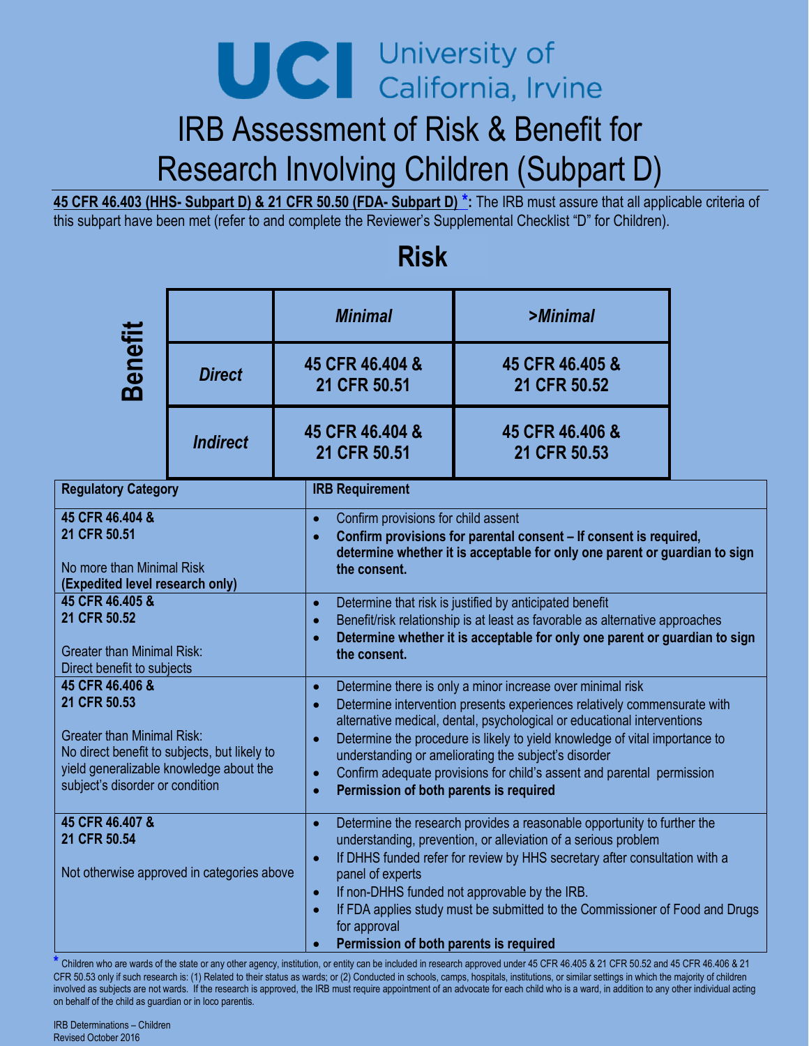# UCI University of California, Irvine

# IRB Assessment of Risk & Benefit for Research Involving Children (Subpart D)

**45 CFR 46.403 (HHS- Subpart D) & 21 CFR 50.50 (FDA- Subpart D) *:** The IRB must assure that all applicable criteria of this subpart have been met (refer to and complete the Reviewer's Supplemental Checklist "D" for Children).

## Risk

| Benefit | | *Minimal* | *>Minimal* |
|---|---|---|---|
| | ***Direct*** | **45 CFR 46.404 & 21 CFR 50.51** | **45 CFR 46.405 & 21 CFR 50.52** |
| | ***Indirect*** | **45 CFR 46.404 & 21 CFR 50.51** | **45 CFR 46.406 & 21 CFR 50.53** |

| Regulatory Category | IRB Requirement |
|---|---|
| **45 CFR 46.404 & 21 CFR 50.51**<br><br>No more than Minimal Risk<br>**(Expedited level research only)** | • Confirm provisions for child assent<br>• **Confirm provisions for parental consent – If consent is required, determine whether it is acceptable for only one parent or guardian to sign the consent.** |
| **45 CFR 46.405 & 21 CFR 50.52**<br><br>Greater than Minimal Risk:<br>Direct benefit to subjects | • Determine that risk is justified by anticipated benefit<br>• Benefit/risk relationship is at least as favorable as alternative approaches<br>• **Determine whether it is acceptable for only one parent or guardian to sign the consent.** |
| **45 CFR 46.406 & 21 CFR 50.53**<br><br>Greater than Minimal Risk:<br>No direct benefit to subjects, but likely to yield generalizable knowledge about the subject's disorder or condition | • Determine there is only a minor increase over minimal risk<br>• Determine intervention presents experiences relatively commensurate with alternative medical, dental, psychological or educational interventions<br>• Determine the procedure is likely to yield knowledge of vital importance to understanding or ameliorating the subject's disorder<br>• Confirm adequate provisions for child's assent and parental permission<br>• **Permission of both parents is required** |
| **45 CFR 46.407 & 21 CFR 50.54**<br><br>Not otherwise approved in categories above | • Determine the research provides a reasonable opportunity to further the understanding, prevention, or alleviation of a serious problem<br>• If DHHS funded refer for review by HHS secretary after consultation with a panel of experts<br>• If non-DHHS funded not approvable by the IRB.<br>• If FDA applies study must be submitted to the Commissioner of Food and Drugs for approval<br>• **Permission of both parents is required** |

\* Children who are wards of the state or any other agency, institution, or entity can be included in research approved under 45 CFR 46.405 & 21 CFR 50.52 and 45 CFR 46.406 & 21 CFR 50.53 only if such research is: (1) Related to their status as wards; or (2) Conducted in schools, camps, hospitals, institutions, or similar settings in which the majority of children involved as subjects are not wards. If the research is approved, the IRB must require appointment of an advocate for each child who is a ward, in addition to any other individual acting on behalf of the child as guardian or in loco parentis.

IRB Determinations – Children
Revised October 2016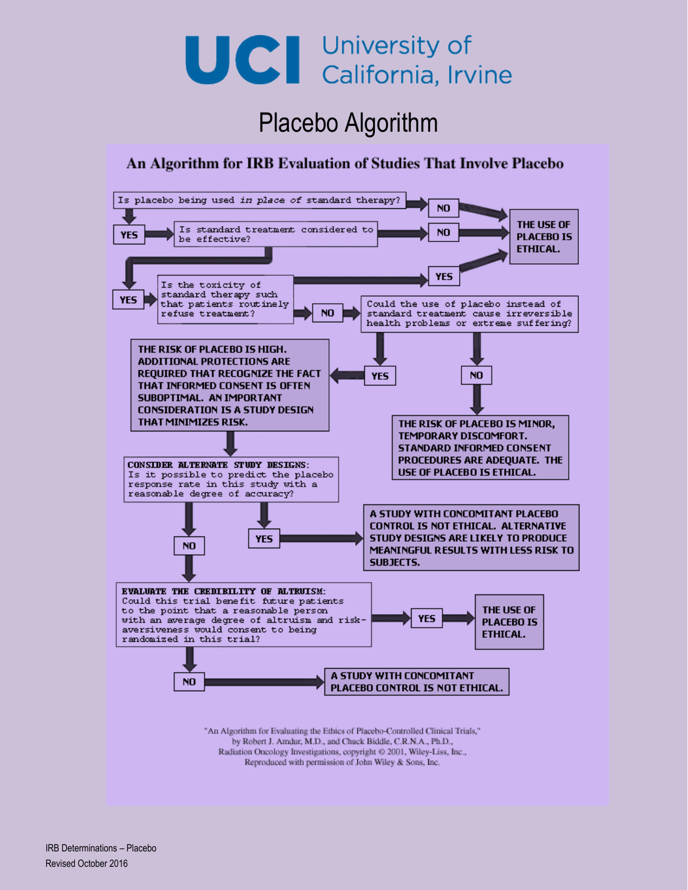# UCI University of California, Irvine

## Placebo Algorithm

### An Algorithm for IRB Evaluation of Studies That Involve Placebo

- **Is placebo being used *in place of* standard therapy?**
  - NO → **THE USE OF PLACEBO IS ETHICAL.**
  - YES → **Is standard treatment considered to be effective?**
    - NO → **THE USE OF PLACEBO IS ETHICAL.**
    - YES → **Is the toxicity of standard therapy such that patients routinely refuse treatment?**
      - YES → **THE USE OF PLACEBO IS ETHICAL.**
      - NO → **Could the use of placebo instead of standard treatment cause irreversible health problems or extreme suffering?**
        - NO → **THE RISK OF PLACEBO IS MINOR, TEMPORARY DISCOMFORT. STANDARD INFORMED CONSENT PROCEDURES ARE ADEQUATE. THE USE OF PLACEBO IS ETHICAL.**
        - YES → **THE RISK OF PLACEBO IS HIGH. ADDITIONAL PROTECTIONS ARE REQUIRED THAT RECOGNIZE THE FACT THAT INFORMED CONSENT IS OFTEN SUBOPTIMAL. AN IMPORTANT CONSIDERATION IS A STUDY DESIGN THAT MINIMIZES RISK.**
          - → **CONSIDER ALTERNATE STUDY DESIGNS:** Is it possible to predict the placebo response rate in this study with a reasonable degree of accuracy?
            - YES → **A STUDY WITH CONCOMITANT PLACEBO CONTROL IS NOT ETHICAL. ALTERNATIVE STUDY DESIGNS ARE LIKELY TO PRODUCE MEANINGFUL RESULTS WITH LESS RISK TO SUBJECTS.**
            - NO → **EVALUATE THE CREDIBILITY OF ALTRUISM:** Could this trial benefit future patients to the point that a reasonable person with an average degree of altruism and risk-aversiveness would consent to being randomized in this trial?
              - YES → **THE USE OF PLACEBO IS ETHICAL.**
              - NO → **A STUDY WITH CONCOMITANT PLACEBO CONTROL IS NOT ETHICAL.**

"An Algorithm for Evaluating the Ethics of Placebo-Controlled Clinical Trials," by Robert J. Amdur, M.D., and Chuck Biddle, C.R.N.A., Ph.D., Radiation Oncology Investigations, copyright © 2001, Wiley-Liss, Inc., Reproduced with permission of John Wiley & Sons, Inc.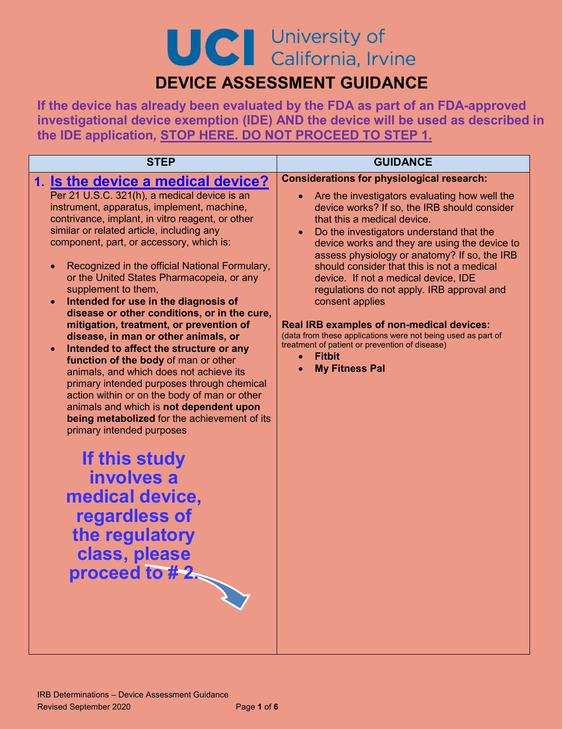# UCI University of California, Irvine

## DEVICE ASSESSMENT GUIDANCE

**If the device has already been evaluated by the FDA as part of an FDA-approved investigational device exemption (IDE) AND the device will be used as described in the IDE application, STOP HERE. DO NOT PROCEED TO STEP 1.**

| STEP | GUIDANCE |
| --- | --- |
| **1. Is the device a medical device?**<br>Per 21 U.S.C. 321(h), a medical device is an instrument, apparatus, implement, machine, contrivance, implant, in vitro reagent, or other similar or related article, including any component, part, or accessory, which is:<br>• Recognized in the official National Formulary, or the United States Pharmacopeia, or any supplement to them,<br>• **Intended for use in the diagnosis of disease or other conditions, or in the cure, mitigation, treatment, or prevention of disease, in man or other animals, or**<br>• **Intended to affect the structure or any function of the body** of man or other animals, and which does not achieve its primary intended purposes through chemical action within or on the body of man or other animals and which is **not dependent upon being metabolized** for the achievement of its primary intended purposes<br><br>**If this study involves a medical device, regardless of the regulatory class, please proceed to # 2.** | **Considerations for physiological research:**<br>• Are the investigators evaluating how well the device works? If so, the IRB should consider that this a medical device.<br>• Do the investigators understand that the device works and they are using the device to assess physiology or anatomy? If so, the IRB should consider that this is not a medical device. If not a medical device, IDE regulations do not apply. IRB approval and consent applies<br><br>**Real IRB examples of non-medical devices:**<br>(data from these applications were not being used as part of treatment of patient or prevention of disease)<br>• **Fitbit**<br>• **My Fitness Pal** |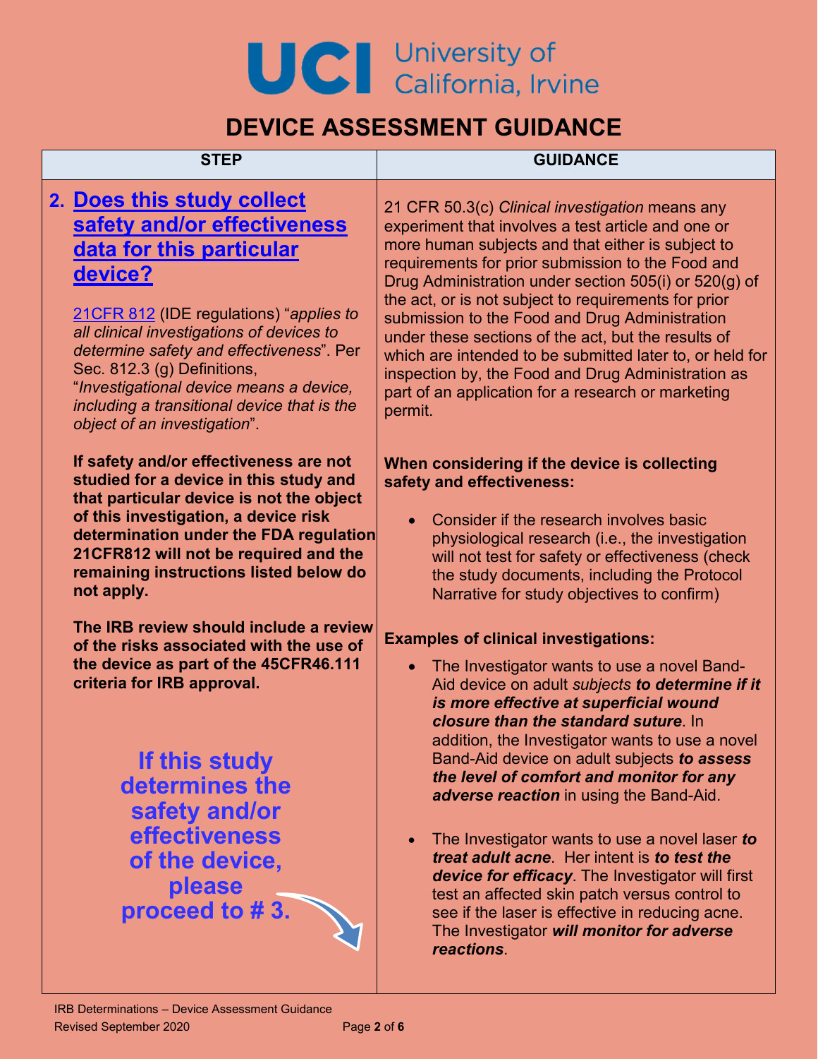# DEVICE ASSESSMENT GUIDANCE

| STEP | GUIDANCE |
|---|---|
| **2. Does this study collect safety and/or effectiveness data for this particular device?**<br><br>21CFR 812 (IDE regulations) "*applies to all clinical investigations of devices to determine safety and effectiveness*". Per Sec. 812.3 (g) Definitions, "*Investigational device means a device, including a transitional device that is the object of an investigation*".<br><br>**If safety and/or effectiveness are not studied for a device in this study and that particular device is not the object of this investigation, a device risk determination under the FDA regulation 21CFR812 will not be required and the remaining instructions listed below do not apply.**<br><br>**The IRB review should include a review of the risks associated with the use of the device as part of the 45CFR46.111 criteria for IRB approval.**<br><br>**If this study determines the safety and/or effectiveness of the device, please proceed to # 3.** | 21 CFR 50.3(c) *Clinical investigation* means any experiment that involves a test article and one or more human subjects and that either is subject to requirements for prior submission to the Food and Drug Administration under section 505(i) or 520(g) of the act, or is not subject to requirements for prior submission to the Food and Drug Administration under these sections of the act, but the results of which are intended to be submitted later to, or held for inspection by, the Food and Drug Administration as part of an application for a research or marketing permit.<br><br>**When considering if the device is collecting safety and effectiveness:**<br><br>• Consider if the research involves basic physiological research (i.e., the investigation will not test for safety or effectiveness (check the study documents, including the Protocol Narrative for study objectives to confirm)<br><br>**Examples of clinical investigations:**<br><br>• The Investigator wants to use a novel Band-Aid device on adult *subjects* ***to determine if it is more effective at superficial wound closure than the standard suture***. In addition, the Investigator wants to use a novel Band-Aid device on adult subjects ***to assess the level of comfort and monitor for any adverse reaction*** in using the Band-Aid.<br><br>• The Investigator wants to use a novel laser ***to treat adult acne***. Her intent is ***to test the device for efficacy***. The Investigator will first test an affected skin patch versus control to see if the laser is effective in reducing acne. The Investigator ***will monitor for adverse reactions***. |

IRB Determinations – Device Assessment Guidance
Revised September 2020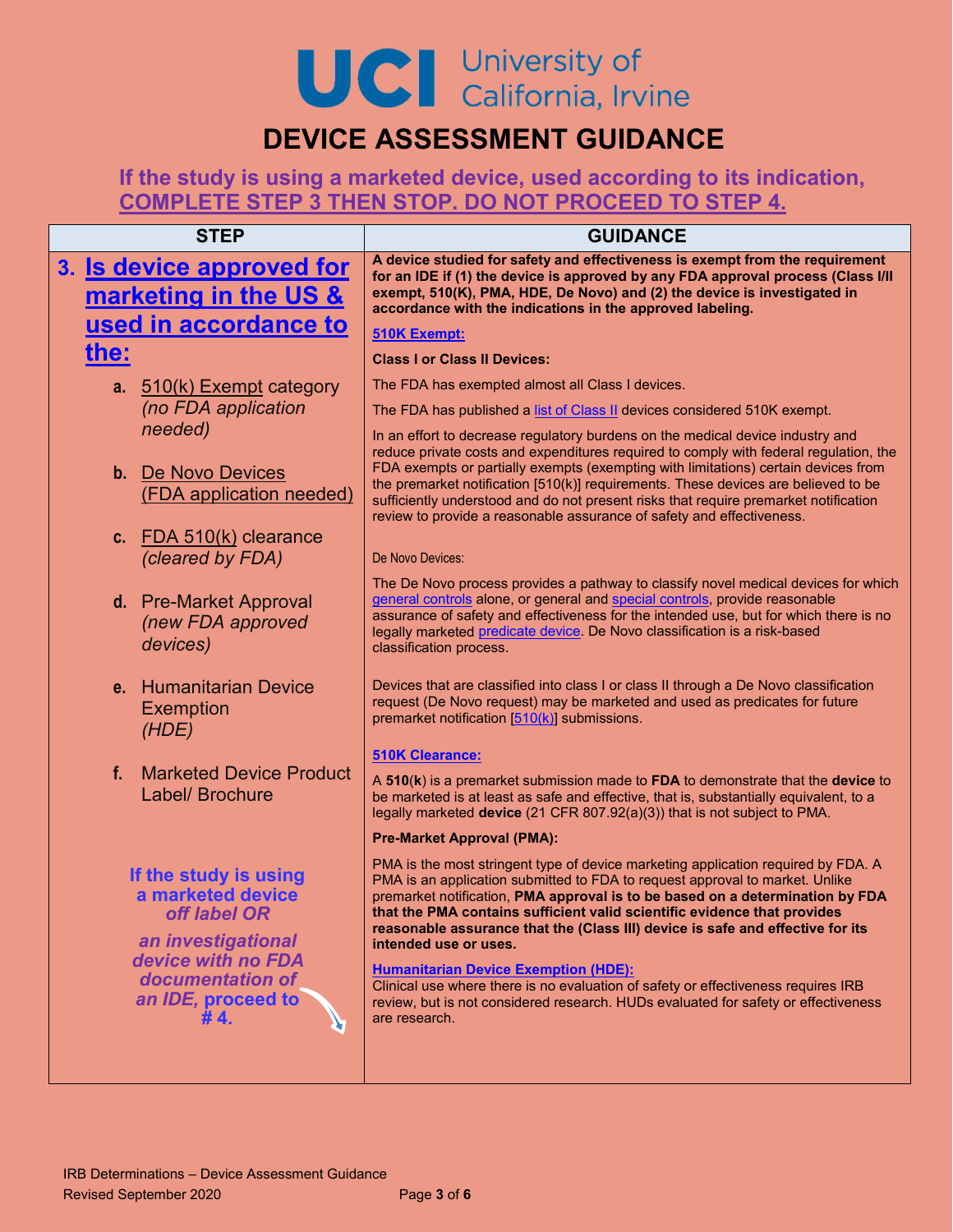# DEVICE ASSESSMENT GUIDANCE

**If the study is using a marketed device, used according to its indication, COMPLETE STEP 3 THEN STOP. DO NOT PROCEED TO STEP 4.**

| STEP | GUIDANCE |
|---|---|
| **3. Is device approved for marketing in the US & used in accordance to the:**<br><br>**a.** 510(k) Exempt category *(no FDA application needed)*<br><br>**b.** De Novo Devices (FDA application needed)<br><br>**c.** FDA 510(k) clearance *(cleared by FDA)*<br><br>**d.** Pre-Market Approval *(new FDA approved devices)*<br><br>**e.** Humanitarian Device Exemption *(HDE)*<br><br>**f.** Marketed Device Product Label/ Brochure<br><br>**If the study is using a marketed device *off label OR*** ***an investigational device with no FDA documentation of an IDE,*** **proceed to # 4.** | **A device studied for safety and effectiveness is exempt from the requirement for an IDE if (1) the device is approved by any FDA approval process (Class I/II exempt, 510(K), PMA, HDE, De Novo) and (2) the device is investigated in accordance with the indications in the approved labeling.**<br><br>**510K Exempt:**<br><br>**Class I or Class II Devices:**<br><br>The FDA has exempted almost all Class I devices.<br><br>The FDA has published a list of Class II devices considered 510K exempt.<br><br>In an effort to decrease regulatory burdens on the medical device industry and reduce private costs and expenditures required to comply with federal regulation, the FDA exempts or partially exempts (exempting with limitations) certain devices from the premarket notification [510(k)] requirements. These devices are believed to be sufficiently understood and do not present risks that require premarket notification review to provide a reasonable assurance of safety and effectiveness.<br><br>De Novo Devices:<br><br>The De Novo process provides a pathway to classify novel medical devices for which general controls alone, or general and special controls, provide reasonable assurance of safety and effectiveness for the intended use, but for which there is no legally marketed predicate device. De Novo classification is a risk-based classification process.<br><br>Devices that are classified into class I or class II through a De Novo classification request (De Novo request) may be marketed and used as predicates for future premarket notification [510(k)] submissions.<br><br>**510K Clearance:**<br><br>A **510**(**k**) is a premarket submission made to **FDA** to demonstrate that the **device** to be marketed is at least as safe and effective, that is, substantially equivalent, to a legally marketed **device** (21 CFR 807.92(a)(3)) that is not subject to PMA.<br><br>**Pre-Market Approval (PMA):**<br><br>PMA is the most stringent type of device marketing application required by FDA. A PMA is an application submitted to FDA to request approval to market. Unlike premarket notification, **PMA approval is to be based on a determination by FDA that the PMA contains sufficient valid scientific evidence that provides reasonable assurance that the (Class III) device is safe and effective for its intended use or uses.**<br><br>**Humanitarian Device Exemption (HDE):**<br>Clinical use where there is no evaluation of safety or effectiveness requires IRB review, but is not considered research. HUDs evaluated for safety or effectiveness are research. |

IRB Determinations – Device Assessment Guidance
Revised September 2020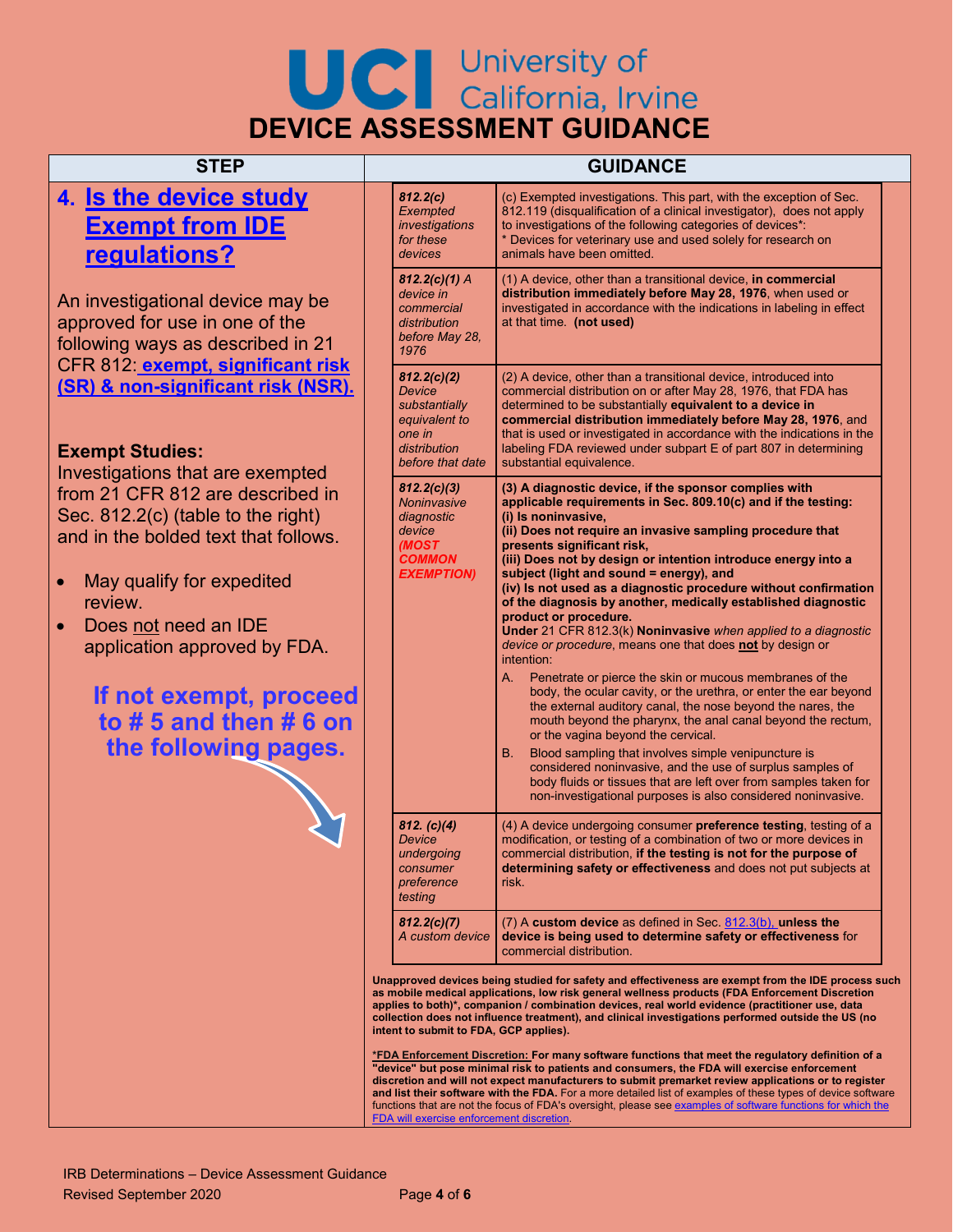# UCI University of California, Irvine
# DEVICE ASSESSMENT GUIDANCE

| STEP | GUIDANCE |
|---|---|
| **4. Is the device study Exempt from IDE regulations?** | |

An investigational device may be approved for use in one of the following ways as described in 21 CFR 812: **exempt, significant risk (SR) & non-significant risk (NSR).**

**Exempt Studies:**
Investigations that are exempted from 21 CFR 812 are described in Sec. 812.2(c) (table to the right) and in the bolded text that follows.

- May qualify for expedited review.
- Does not need an IDE application approved by FDA.

**If not exempt, proceed to # 5 and then # 6 on the following pages.**

| | |
|---|---|
| ***812.2(c)*** *Exempted investigations for these devices* | (c) Exempted investigations. This part, with the exception of Sec. 812.119 (disqualification of a clinical investigator), does not apply to investigations of the following categories of devices*: * Devices for veterinary use and used solely for research on animals have been omitted. |
| ***812.2(c)(1)*** *A device in commercial distribution before May 28, 1976* | (1) A device, other than a transitional device, **in commercial distribution immediately before May 28, 1976**, when used or investigated in accordance with the indications in labeling in effect at that time. **(not used)** |
| ***812.2(c)(2)*** *Device substantially equivalent to one in distribution before that date* | (2) A device, other than a transitional device, introduced into commercial distribution on or after May 28, 1976, that FDA has determined to be substantially **equivalent to a device in commercial distribution immediately before May 28, 1976**, and that is used or investigated in accordance with the indications in the labeling FDA reviewed under subpart E of part 807 in determining substantial equivalence. |
| ***812.2(c)(3)*** *Noninvasive diagnostic device* ***(MOST COMMON EXEMPTION)*** | **(3) A diagnostic device, if the sponsor complies with applicable requirements in Sec. 809.10(c) and if the testing: (i) Is noninvasive, (ii) Does not require an invasive sampling procedure that presents significant risk, (iii) Does not by design or intention introduce energy into a subject (light and sound = energy), and (iv) Is not used as a diagnostic procedure without confirmation of the diagnosis by another, medically established diagnostic product or procedure.** **Under** 21 CFR 812.3(k) **Noninvasive** *when applied to a diagnostic device or procedure*, means one that does **not** by design or intention: A. Penetrate or pierce the skin or mucous membranes of the body, the ocular cavity, or the urethra, or enter the ear beyond the external auditory canal, the nose beyond the nares, the mouth beyond the pharynx, the anal canal beyond the rectum, or the vagina beyond the cervical. B. Blood sampling that involves simple venipuncture is considered noninvasive, and the use of surplus samples of body fluids or tissues that are left over from samples taken for non-investigational purposes is also considered noninvasive. |
| ***812. (c)(4)*** *Device undergoing consumer preference testing* | (4) A device undergoing consumer **preference testing**, testing of a modification, or testing of a combination of two or more devices in commercial distribution, **if the testing is not for the purpose of determining safety or effectiveness** and does not put subjects at risk. |
| ***812.2(c)(7)*** *A custom device* | (7) A **custom device** as defined in Sec. 812.3(b), **unless the device is being used to determine safety or effectiveness** for commercial distribution. |

**Unapproved devices being studied for safety and effectiveness are exempt from the IDE process such as mobile medical applications, low risk general wellness products (FDA Enforcement Discretion applies to both)*, companion / combination devices, real world evidence (practitioner use, data collection does not influence treatment), and clinical investigations performed outside the US (no intent to submit to FDA, GCP applies).**

**\*FDA Enforcement Discretion: For many software functions that meet the regulatory definition of a "device" but pose minimal risk to patients and consumers, the FDA will exercise enforcement discretion and will not expect manufacturers to submit premarket review applications or to register and list their software with the FDA.** For a more detailed list of examples of these types of device software functions that are not the focus of FDA's oversight, please see examples of software functions for which the FDA will exercise enforcement discretion.

IRB Determinations – Device Assessment Guidance
Revised September 2020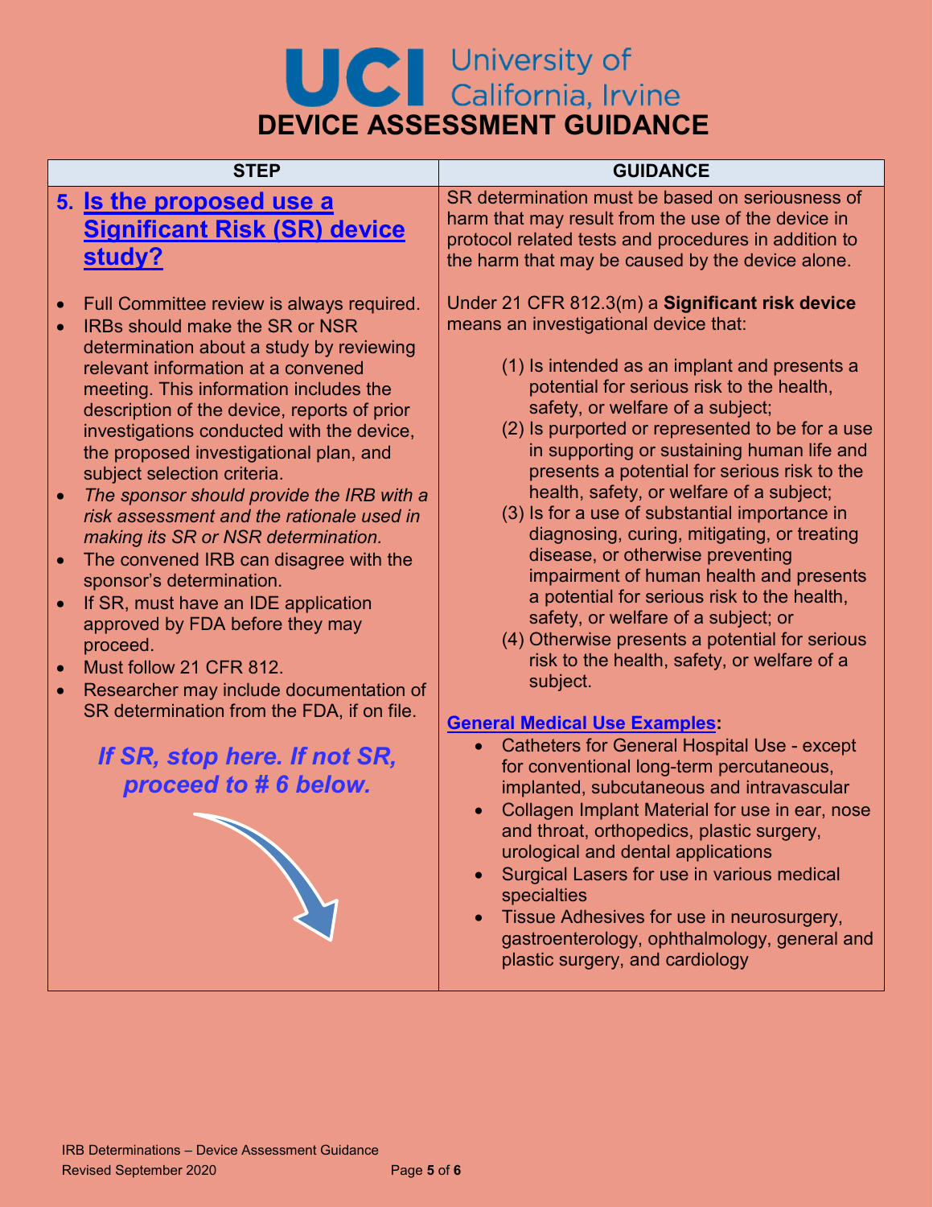# DEVICE ASSESSMENT GUIDANCE

| STEP | GUIDANCE |
| --- | --- |
| **5. Is the proposed use a Significant Risk (SR) device study?**<br><br>• Full Committee review is always required.<br>• IRBs should make the SR or NSR determination about a study by reviewing relevant information at a convened meeting. This information includes the description of the device, reports of prior investigations conducted with the device, the proposed investigational plan, and subject selection criteria.<br>• *The sponsor should provide the IRB with a risk assessment and the rationale used in making its SR or NSR determination.*<br>• The convened IRB can disagree with the sponsor's determination.<br>• If SR, must have an IDE application approved by FDA before they may proceed.<br>• Must follow 21 CFR 812.<br>• Researcher may include documentation of SR determination from the FDA, if on file.<br><br>***If SR, stop here. If not SR, proceed to # 6 below.*** | SR determination must be based on seriousness of harm that may result from the use of the device in protocol related tests and procedures in addition to the harm that may be caused by the device alone.<br><br>Under 21 CFR 812.3(m) a **Significant risk device** means an investigational device that:<br><br>(1) Is intended as an implant and presents a potential for serious risk to the health, safety, or welfare of a subject;<br>(2) Is purported or represented to be for a use in supporting or sustaining human life and presents a potential for serious risk to the health, safety, or welfare of a subject;<br>(3) Is for a use of substantial importance in diagnosing, curing, mitigating, or treating disease, or otherwise preventing impairment of human health and presents a potential for serious risk to the health, safety, or welfare of a subject; or<br>(4) Otherwise presents a potential for serious risk to the health, safety, or welfare of a subject.<br><br>**General Medical Use Examples:**<br>• Catheters for General Hospital Use - except for conventional long-term percutaneous, implanted, subcutaneous and intravascular<br>• Collagen Implant Material for use in ear, nose and throat, orthopedics, plastic surgery, urological and dental applications<br>• Surgical Lasers for use in various medical specialties<br>• Tissue Adhesives for use in neurosurgery, gastroenterology, ophthalmology, general and plastic surgery, and cardiology |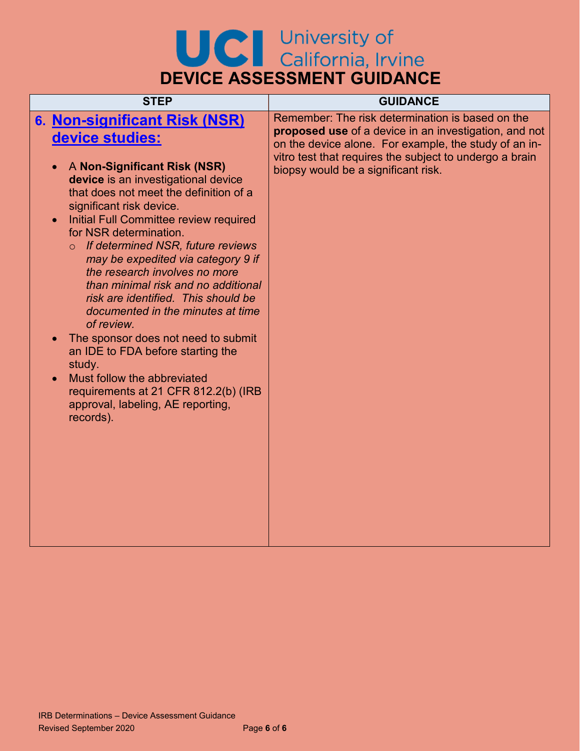# DEVICE ASSESSMENT GUIDANCE

| STEP | GUIDANCE |
|---|---|
| **6. Non-significant Risk (NSR) device studies:**<br><br>• A **Non-Significant Risk (NSR) device** is an investigational device that does not meet the definition of a significant risk device.<br>• Initial Full Committee review required for NSR determination.<br>&nbsp;&nbsp;&nbsp;&nbsp;o *If determined NSR, future reviews may be expedited via category 9 if the research involves no more than minimal risk and no additional risk are identified. This should be documented in the minutes at time of review.*<br>• The sponsor does not need to submit an IDE to FDA before starting the study.<br>• Must follow the abbreviated requirements at 21 CFR 812.2(b) (IRB approval, labeling, AE reporting, records). | Remember: The risk determination is based on the **proposed use** of a device in an investigation, and not on the device alone. For example, the study of an in-vitro test that requires the subject to undergo a brain biopsy would be a significant risk. |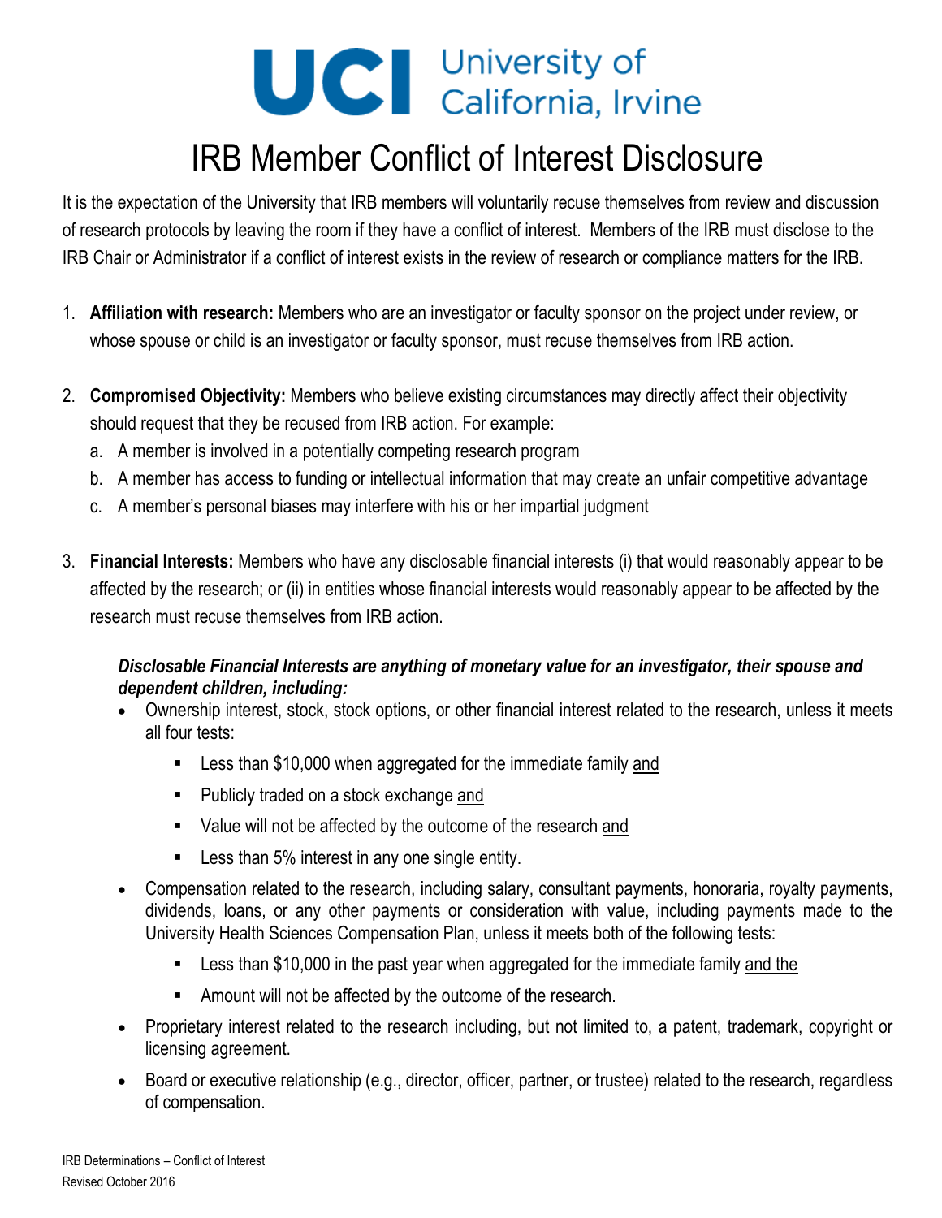# UCI University of California, Irvine

# IRB Member Conflict of Interest Disclosure

It is the expectation of the University that IRB members will voluntarily recuse themselves from review and discussion of research protocols by leaving the room if they have a conflict of interest. Members of the IRB must disclose to the IRB Chair or Administrator if a conflict of interest exists in the review of research or compliance matters for the IRB.

1. **Affiliation with research:** Members who are an investigator or faculty sponsor on the project under review, or whose spouse or child is an investigator or faculty sponsor, must recuse themselves from IRB action.

2. **Compromised Objectivity:** Members who believe existing circumstances may directly affect their objectivity should request that they be recused from IRB action. For example:
   a. A member is involved in a potentially competing research program
   b. A member has access to funding or intellectual information that may create an unfair competitive advantage
   c. A member's personal biases may interfere with his or her impartial judgment

3. **Financial Interests:** Members who have any disclosable financial interests (i) that would reasonably appear to be affected by the research; or (ii) in entities whose financial interests would reasonably appear to be affected by the research must recuse themselves from IRB action.

   ***Disclosable Financial Interests are anything of monetary value for an investigator, their spouse and dependent children, including:***

   - Ownership interest, stock, stock options, or other financial interest related to the research, unless it meets all four tests:
     - Less than $10,000 when aggregated for the immediate family <u>and</u>
     - Publicly traded on a stock exchange <u>and</u>
     - Value will not be affected by the outcome of the research <u>and</u>
     - Less than 5% interest in any one single entity.
   - Compensation related to the research, including salary, consultant payments, honoraria, royalty payments, dividends, loans, or any other payments or consideration with value, including payments made to the University Health Sciences Compensation Plan, unless it meets both of the following tests:
     - Less than $10,000 in the past year when aggregated for the immediate family <u>and the</u>
     - Amount will not be affected by the outcome of the research.
   - Proprietary interest related to the research including, but not limited to, a patent, trademark, copyright or licensing agreement.
   - Board or executive relationship (e.g., director, officer, partner, or trustee) related to the research, regardless of compensation.

IRB Determinations – Conflict of Interest
Revised October 2016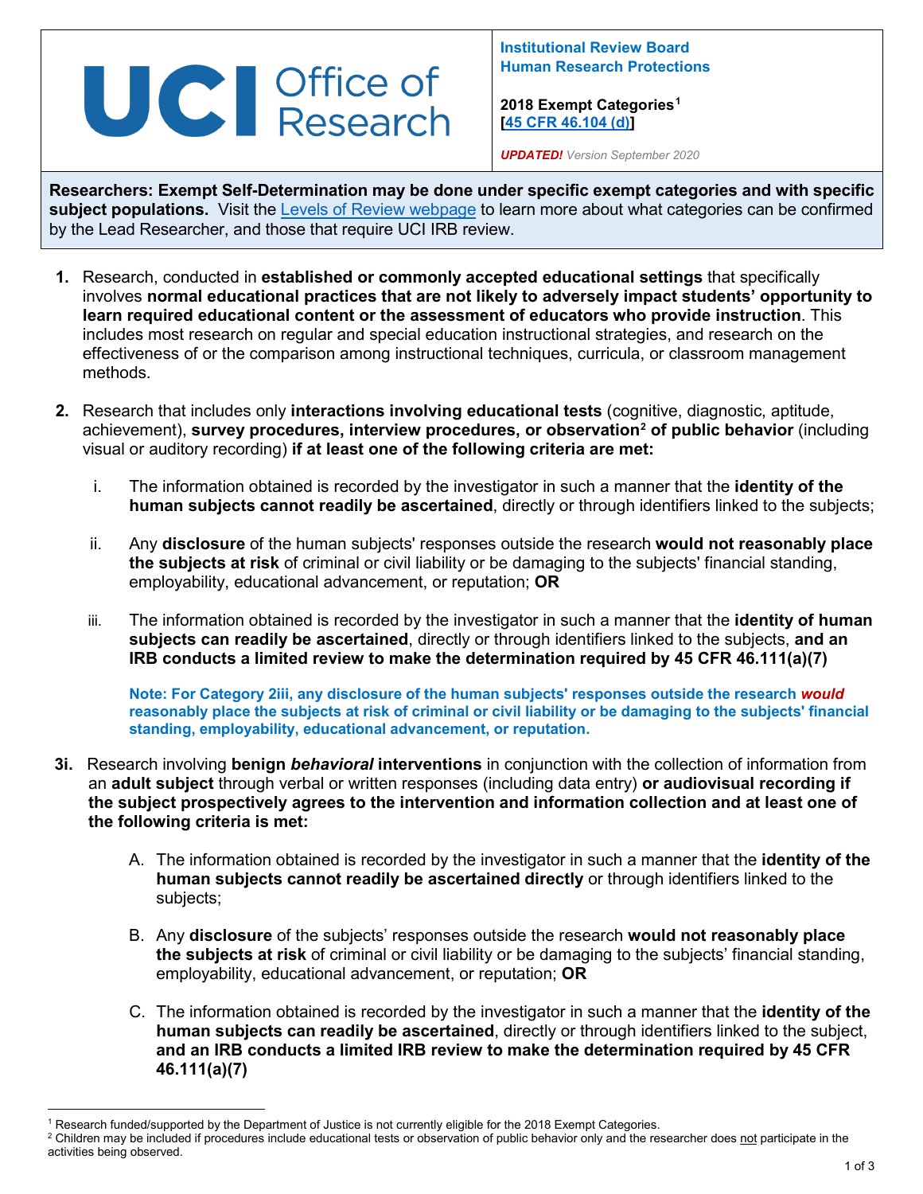# UCI Office of Research

**Institutional Review Board**
**Human Research Protections**

**2018 Exempt Categories**[1]
**[45 CFR 46.104 (d)]**

***UPDATED!*** *Version September 2020*

**Researchers: Exempt Self-Determination may be done under specific exempt categories and with specific subject populations.** Visit the Levels of Review webpage to learn more about what categories can be confirmed by the Lead Researcher, and those that require UCI IRB review.

1. Research, conducted in **established or commonly accepted educational settings** that specifically involves **normal educational practices that are not likely to adversely impact students' opportunity to learn required educational content or the assessment of educators who provide instruction**. This includes most research on regular and special education instructional strategies, and research on the effectiveness of or the comparison among instructional techniques, curricula, or classroom management methods.

2. Research that includes only **interactions involving educational tests** (cognitive, diagnostic, aptitude, achievement), **survey procedures, interview procedures, or observation**[2] **of public behavior** (including visual or auditory recording) **if at least one of the following criteria are met:**

   i. The information obtained is recorded by the investigator in such a manner that the **identity of the human subjects cannot readily be ascertained**, directly or through identifiers linked to the subjects;

   ii. Any **disclosure** of the human subjects' responses outside the research **would not reasonably place the subjects at risk** of criminal or civil liability or be damaging to the subjects' financial standing, employability, educational advancement, or reputation; **OR**

   iii. The information obtained is recorded by the investigator in such a manner that the **identity of human subjects can readily be ascertained**, directly or through identifiers linked to the subjects, **and an IRB conducts a limited review to make the determination required by 45 CFR 46.111(a)(7)**

   **Note: For Category 2iii, any disclosure of the human subjects' responses outside the research *would* reasonably place the subjects at risk of criminal or civil liability or be damaging to the subjects' financial standing, employability, educational advancement, or reputation.**

**3i.** Research involving **benign *behavioral* interventions** in conjunction with the collection of information from an **adult subject** through verbal or written responses (including data entry) **or audiovisual recording if the subject prospectively agrees to the intervention and information collection and at least one of the following criteria is met:**

   A. The information obtained is recorded by the investigator in such a manner that the **identity of the human subjects cannot readily be ascertained directly** or through identifiers linked to the subjects;

   B. Any **disclosure** of the subjects' responses outside the research **would not reasonably place the subjects at risk** of criminal or civil liability or be damaging to the subjects' financial standing, employability, educational advancement, or reputation; **OR**

   C. The information obtained is recorded by the investigator in such a manner that the **identity of the human subjects can readily be ascertained**, directly or through identifiers linked to the subject, **and an IRB conducts a limited IRB review to make the determination required by 45 CFR 46.111(a)(7)**

---

[1] Research funded/supported by the Department of Justice is not currently eligible for the 2018 Exempt Categories.

[2] Children may be included if procedures include educational tests or observation of public behavior only and the researcher does not participate in the activities being observed.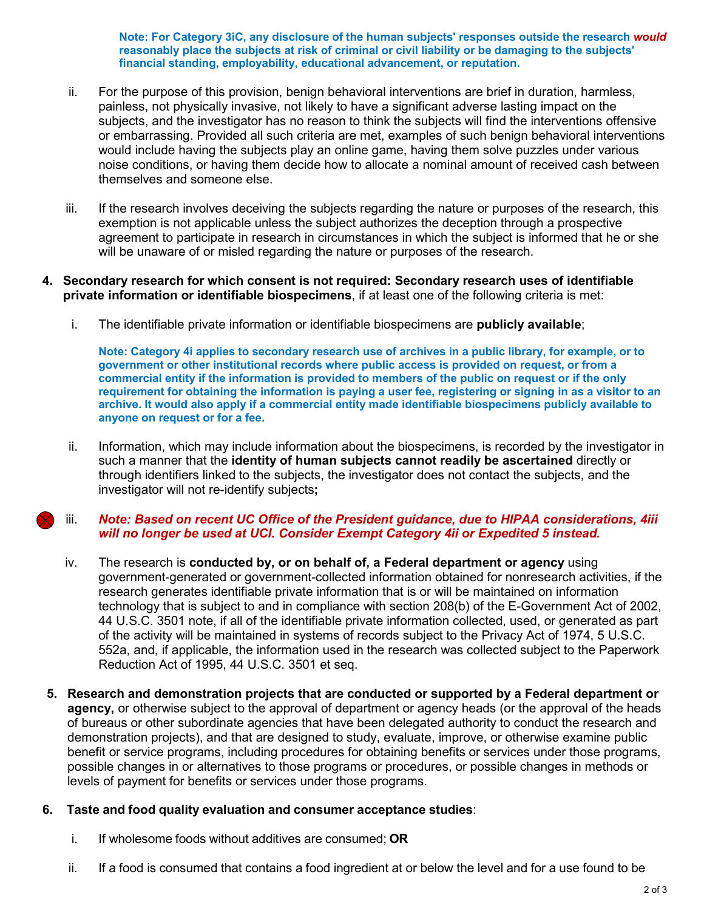**Note: For Category 3iC, any disclosure of the human subjects' responses outside the research *would* reasonably place the subjects at risk of criminal or civil liability or be damaging to the subjects' financial standing, employability, educational advancement, or reputation.**

ii. For the purpose of this provision, benign behavioral interventions are brief in duration, harmless, painless, not physically invasive, not likely to have a significant adverse lasting impact on the subjects, and the investigator has no reason to think the subjects will find the interventions offensive or embarrassing. Provided all such criteria are met, examples of such benign behavioral interventions would include having the subjects play an online game, having them solve puzzles under various noise conditions, or having them decide how to allocate a nominal amount of received cash between themselves and someone else.

iii. If the research involves deceiving the subjects regarding the nature or purposes of the research, this exemption is not applicable unless the subject authorizes the deception through a prospective agreement to participate in research in circumstances in which the subject is informed that he or she will be unaware of or misled regarding the nature or purposes of the research.

4. **Secondary research for which consent is not required: Secondary research uses of identifiable private information or identifiable biospecimens**, if at least one of the following criteria is met:

   i. The identifiable private information or identifiable biospecimens are **publicly available**;

   **Note: Category 4i applies to secondary research use of archives in a public library, for example, or to government or other institutional records where public access is provided on request, or from a commercial entity if the information is provided to members of the public on request or if the only requirement for obtaining the information is paying a user fee, registering or signing in as a visitor to an archive. It would also apply if a commercial entity made identifiable biospecimens publicly available to anyone on request or for a fee.**

   ii. Information, which may include information about the biospecimens, is recorded by the investigator in such a manner that the **identity of human subjects cannot readily be ascertained** directly or through identifiers linked to the subjects, the investigator does not contact the subjects, and the investigator will not re-identify subjects**;**

   iii. ***Note: Based on recent UC Office of the President guidance, due to HIPAA considerations, 4iii will no longer be used at UCI. Consider Exempt Category 4ii or Expedited 5 instead.***

   iv. The research is **conducted by, or on behalf of, a Federal department or agency** using government-generated or government-collected information obtained for nonresearch activities, if the research generates identifiable private information that is or will be maintained on information technology that is subject to and in compliance with section 208(b) of the E-Government Act of 2002, 44 U.S.C. 3501 note, if all of the identifiable private information collected, used, or generated as part of the activity will be maintained in systems of records subject to the Privacy Act of 1974, 5 U.S.C. 552a, and, if applicable, the information used in the research was collected subject to the Paperwork Reduction Act of 1995, 44 U.S.C. 3501 et seq.

5. **Research and demonstration projects that are conducted or supported by a Federal department or agency,** or otherwise subject to the approval of department or agency heads (or the approval of the heads of bureaus or other subordinate agencies that have been delegated authority to conduct the research and demonstration projects), and that are designed to study, evaluate, improve, or otherwise examine public benefit or service programs, including procedures for obtaining benefits or services under those programs, possible changes in or alternatives to those programs or procedures, or possible changes in methods or levels of payment for benefits or services under those programs.

6. **Taste and food quality evaluation and consumer acceptance studies**:

   i. If wholesome foods without additives are consumed; **OR**

   ii. If a food is consumed that contains a food ingredient at or below the level and for a use found to be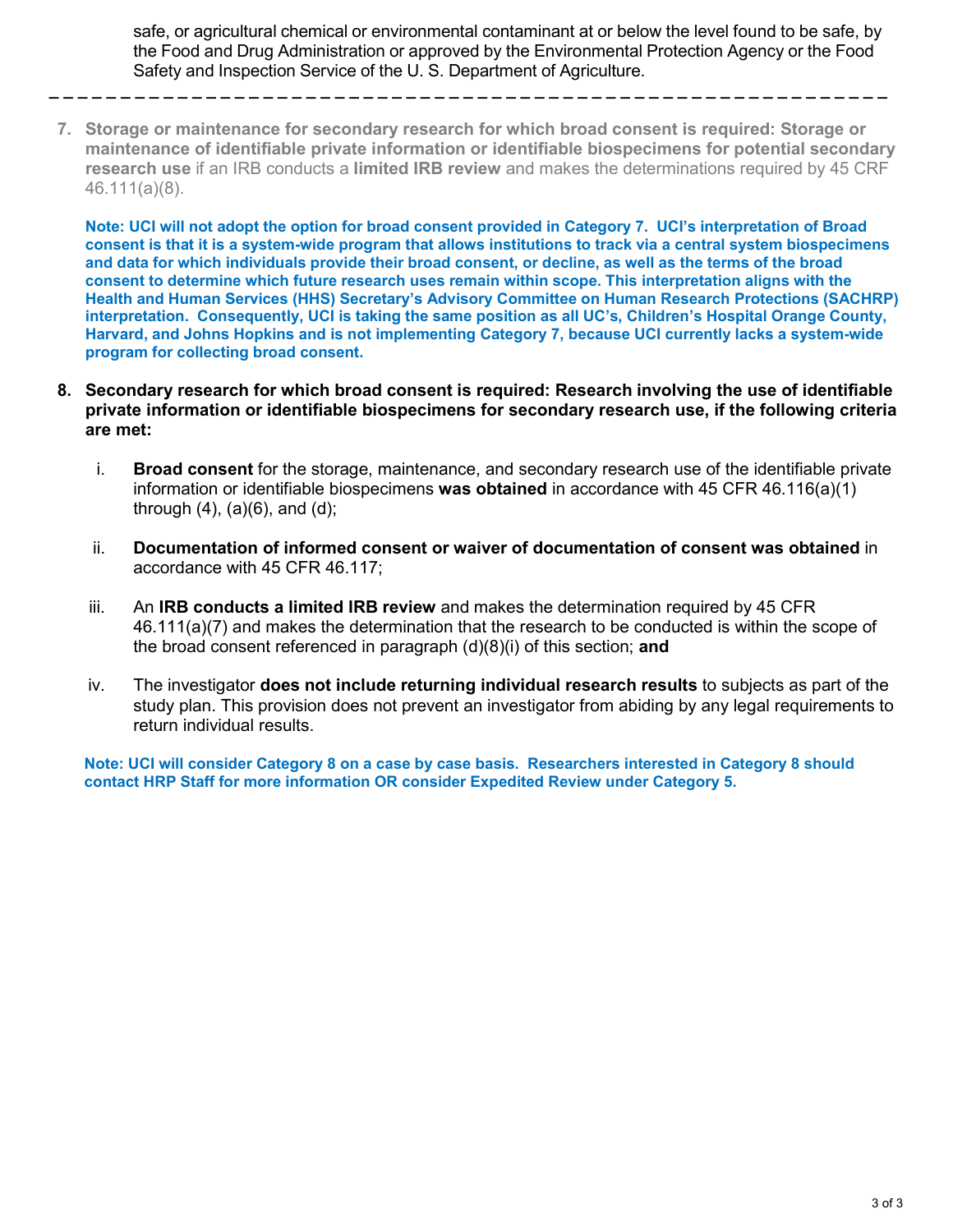safe, or agricultural chemical or environmental contaminant at or below the level found to be safe, by the Food and Drug Administration or approved by the Environmental Protection Agency or the Food Safety and Inspection Service of the U. S. Department of Agriculture.

---

7. **Storage or maintenance for secondary research for which broad consent is required: Storage or maintenance of identifiable private information or identifiable biospecimens for potential secondary research use** if an IRB conducts a **limited IRB review** and makes the determinations required by 45 CRF 46.111(a)(8).

   **Note: UCI will not adopt the option for broad consent provided in Category 7. UCI's interpretation of Broad consent is that it is a system-wide program that allows institutions to track via a central system biospecimens and data for which individuals provide their broad consent, or decline, as well as the terms of the broad consent to determine which future research uses remain within scope. This interpretation aligns with the Health and Human Services (HHS) Secretary's Advisory Committee on Human Research Protections (SACHRP) interpretation. Consequently, UCI is taking the same position as all UC's, Children's Hospital Orange County, Harvard, and Johns Hopkins and is not implementing Category 7, because UCI currently lacks a system-wide program for collecting broad consent.**

8. **Secondary research for which broad consent is required: Research involving the use of identifiable private information or identifiable biospecimens for secondary research use, if the following criteria are met:**

   i. **Broad consent** for the storage, maintenance, and secondary research use of the identifiable private information or identifiable biospecimens **was obtained** in accordance with 45 CFR 46.116(a)(1) through (4), (a)(6), and (d);

   ii. **Documentation of informed consent or waiver of documentation of consent was obtained** in accordance with 45 CFR 46.117;

   iii. An **IRB conducts a limited IRB review** and makes the determination required by 45 CFR 46.111(a)(7) and makes the determination that the research to be conducted is within the scope of the broad consent referenced in paragraph (d)(8)(i) of this section; **and**

   iv. The investigator **does not include returning individual research results** to subjects as part of the study plan. This provision does not prevent an investigator from abiding by any legal requirements to return individual results.

   **Note: UCI will consider Category 8 on a case by case basis. Researchers interested in Category 8 should contact HRP Staff for more information OR consider Expedited Review under Category 5.**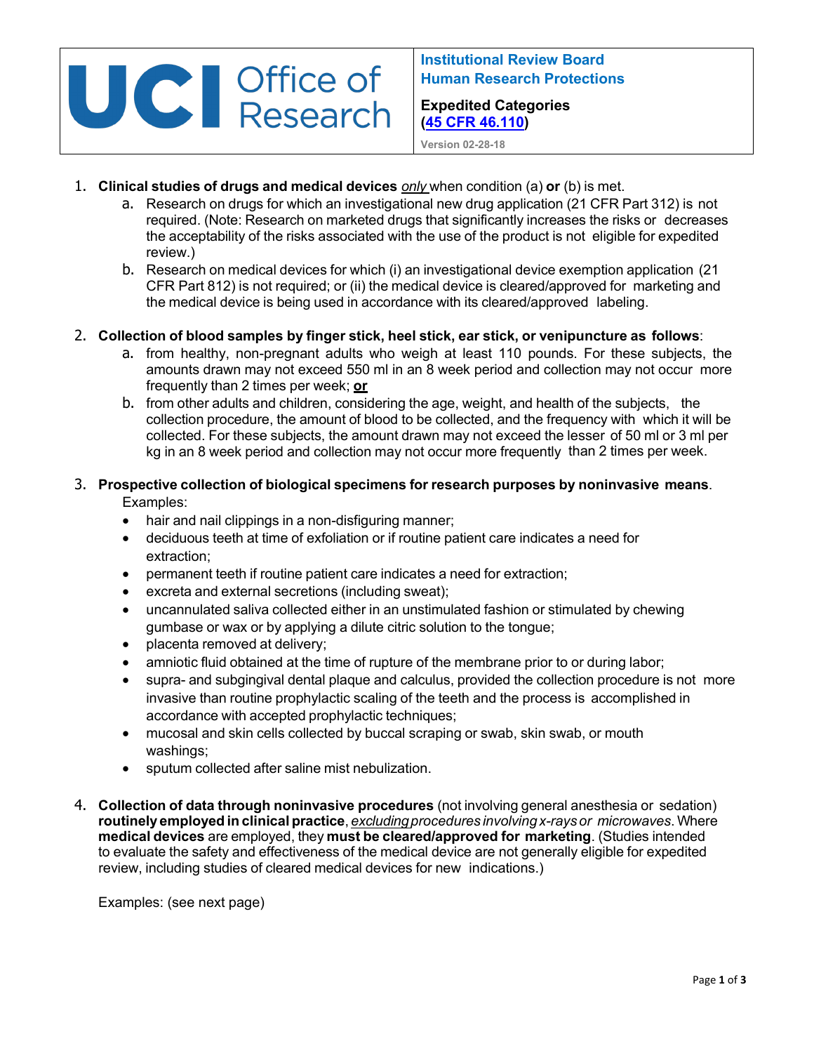UCI Office of Research

**Institutional Review Board**
**Human Research Protections**

**Expedited Categories**
**([45 CFR 46.110](45 CFR 46.110))**

Version 02-28-18

1. **Clinical studies of drugs and medical devices** *only* when condition (a) **or** (b) is met.
   a. Research on drugs for which an investigational new drug application (21 CFR Part 312) is not required. (Note: Research on marketed drugs that significantly increases the risks or decreases the acceptability of the risks associated with the use of the product is not eligible for expedited review.)
   b. Research on medical devices for which (i) an investigational device exemption application (21 CFR Part 812) is not required; or (ii) the medical device is cleared/approved for marketing and the medical device is being used in accordance with its cleared/approved labeling.

2. **Collection of blood samples by finger stick, heel stick, ear stick, or venipuncture as follows**:
   a. from healthy, non-pregnant adults who weigh at least 110 pounds. For these subjects, the amounts drawn may not exceed 550 ml in an 8 week period and collection may not occur more frequently than 2 times per week; **or**
   b. from other adults and children, considering the age, weight, and health of the subjects, the collection procedure, the amount of blood to be collected, and the frequency with which it will be collected. For these subjects, the amount drawn may not exceed the lesser of 50 ml or 3 ml per kg in an 8 week period and collection may not occur more frequently than 2 times per week.

3. **Prospective collection of biological specimens for research purposes by noninvasive means**.
   Examples:
   - hair and nail clippings in a non-disfiguring manner;
   - deciduous teeth at time of exfoliation or if routine patient care indicates a need for extraction;
   - permanent teeth if routine patient care indicates a need for extraction;
   - excreta and external secretions (including sweat);
   - uncannulated saliva collected either in an unstimulated fashion or stimulated by chewing gumbase or wax or by applying a dilute citric solution to the tongue;
   - placenta removed at delivery;
   - amniotic fluid obtained at the time of rupture of the membrane prior to or during labor;
   - supra- and subgingival dental plaque and calculus, provided the collection procedure is not more invasive than routine prophylactic scaling of the teeth and the process is accomplished in accordance with accepted prophylactic techniques;
   - mucosal and skin cells collected by buccal scraping or swab, skin swab, or mouth washings;
   - sputum collected after saline mist nebulization.

4. **Collection of data through noninvasive procedures** (not involving general anesthesia or sedation) **routinely employed in clinical practice**, *excluding procedures involving x-rays or microwaves*. Where **medical devices** are employed, they **must be cleared/approved for marketing**. (Studies intended to evaluate the safety and effectiveness of the medical device are not generally eligible for expedited review, including studies of cleared medical devices for new indications.)

   Examples: (see next page)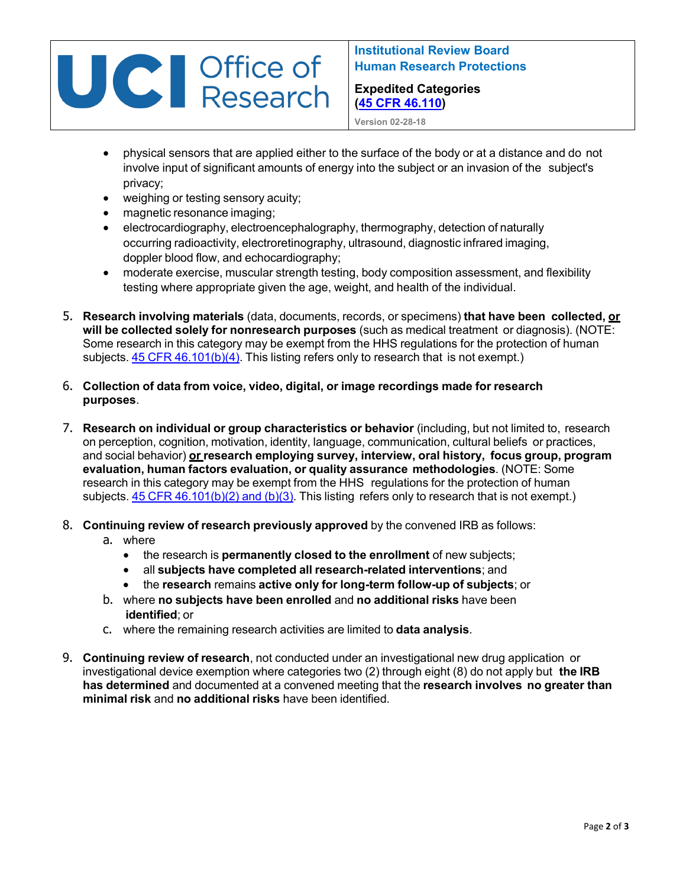- physical sensors that are applied either to the surface of the body or at a distance and do not involve input of significant amounts of energy into the subject or an invasion of the subject's privacy;
- weighing or testing sensory acuity;
- magnetic resonance imaging;
- electrocardiography, electroencephalography, thermography, detection of naturally occurring radioactivity, electroretinography, ultrasound, diagnostic infrared imaging, doppler blood flow, and echocardiography;
- moderate exercise, muscular strength testing, body composition assessment, and flexibility testing where appropriate given the age, weight, and health of the individual.

5. **Research involving materials** (data, documents, records, or specimens) **that have been collected, <u>or</u> will be collected solely for nonresearch purposes** (such as medical treatment or diagnosis). (NOTE: Some research in this category may be exempt from the HHS regulations for the protection of human subjects. [45 CFR 46.101(b)(4)](). This listing refers only to research that is not exempt.)

6. **Collection of data from voice, video, digital, or image recordings made for research purposes**.

7. **Research on individual or group characteristics or behavior** (including, but not limited to, research on perception, cognition, motivation, identity, language, communication, cultural beliefs or practices, and social behavior) **<u>or</u> research employing survey, interview, oral history, focus group, program evaluation, human factors evaluation, or quality assurance methodologies**. (NOTE: Some research in this category may be exempt from the HHS regulations for the protection of human subjects. [45 CFR 46.101(b)(2) and (b)(3)](). This listing refers only to research that is not exempt.)

8. **Continuing review of research previously approved** by the convened IRB as follows:
   a. where
      - the research is **permanently closed to the enrollment** of new subjects;
      - all **subjects have completed all research-related interventions**; and
      - the **research** remains **active only for long-term follow-up of subjects**; or
   
   b. where **no subjects have been enrolled** and **no additional risks** have been **identified**; or
   
   c. where the remaining research activities are limited to **data analysis**.

9. **Continuing review of research**, not conducted under an investigational new drug application or investigational device exemption where categories two (2) through eight (8) do not apply but **the IRB has determined** and documented at a convened meeting that the **research involves no greater than minimal risk** and **no additional risks** have been identified.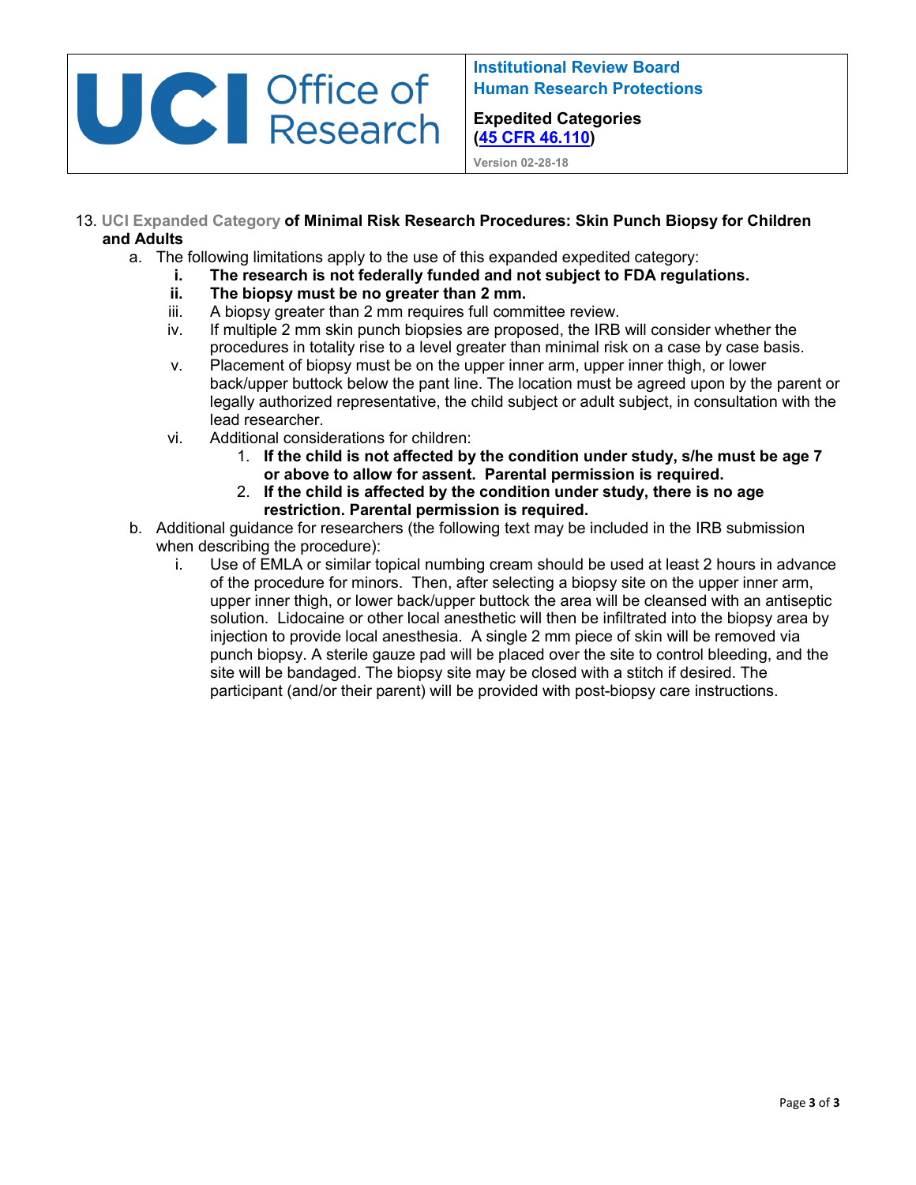13. **UCI Expanded Category of Minimal Risk Research Procedures: Skin Punch Biopsy for Children and Adults**

   a. The following limitations apply to the use of this expanded expedited category:
      i. **The research is not federally funded and not subject to FDA regulations.**
      ii. **The biopsy must be no greater than 2 mm.**
      iii. A biopsy greater than 2 mm requires full committee review.
      iv. If multiple 2 mm skin punch biopsies are proposed, the IRB will consider whether the procedures in totality rise to a level greater than minimal risk on a case by case basis.
      v. Placement of biopsy must be on the upper inner arm, upper inner thigh, or lower back/upper buttock below the pant line. The location must be agreed upon by the parent or legally authorized representative, the child subject or adult subject, in consultation with the lead researcher.
      vi. Additional considerations for children:
         1. **If the child is not affected by the condition under study, s/he must be age 7 or above to allow for assent. Parental permission is required.**
         2. **If the child is affected by the condition under study, there is no age restriction. Parental permission is required.**

   b. Additional guidance for researchers (the following text may be included in the IRB submission when describing the procedure):
      i. Use of EMLA or similar topical numbing cream should be used at least 2 hours in advance of the procedure for minors. Then, after selecting a biopsy site on the upper inner arm, upper inner thigh, or lower back/upper buttock the area will be cleansed with an antiseptic solution. Lidocaine or other local anesthetic will then be infiltrated into the biopsy area by injection to provide local anesthesia. A single 2 mm piece of skin will be removed via punch biopsy. A sterile gauze pad will be placed over the site to control bleeding, and the site will be bandaged. The biopsy site may be closed with a stitch if desired. The participant (and/or their parent) will be provided with post-biopsy care instructions.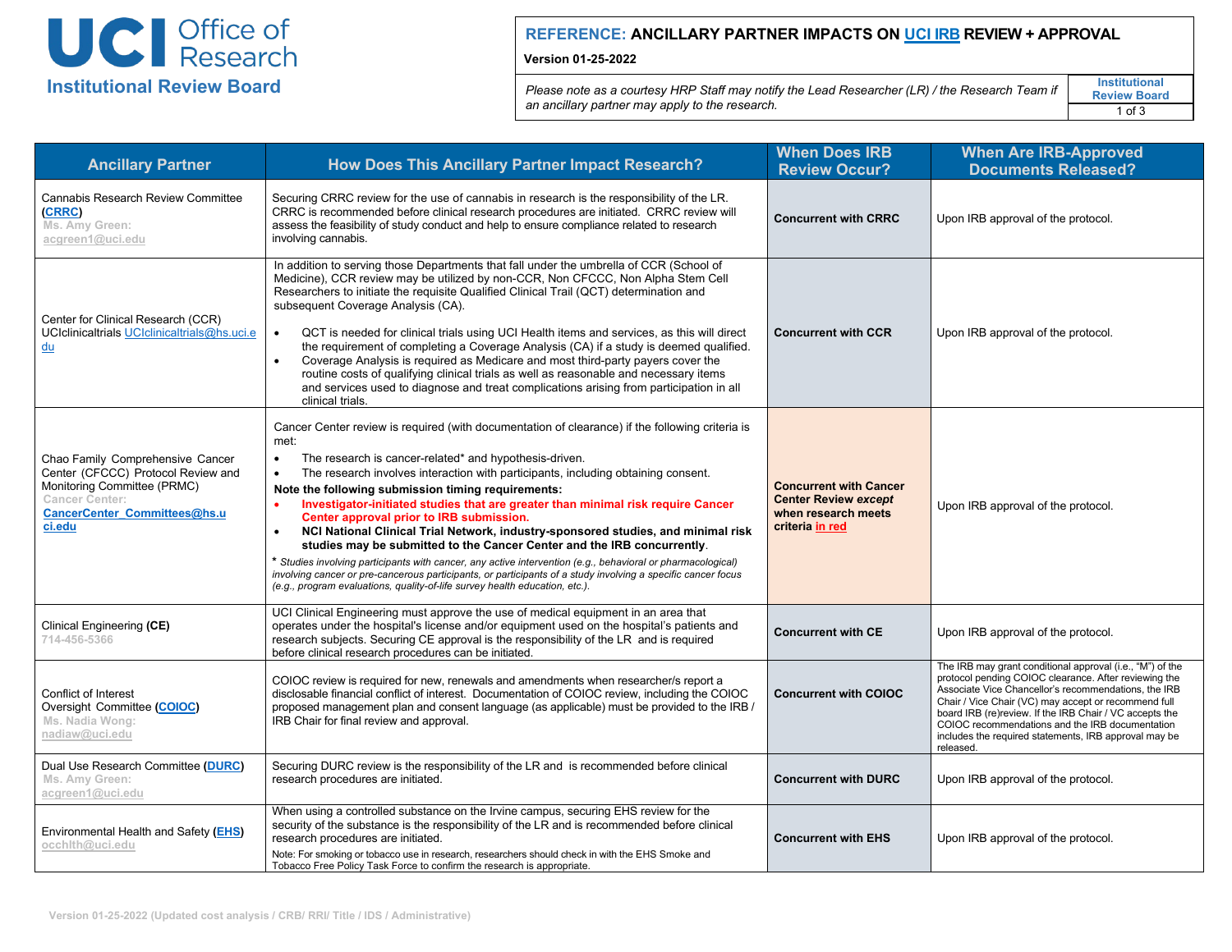**UCI Office of Research**
**Institutional Review Board**

## REFERENCE: ANCILLARY PARTNER IMPACTS ON UCI IRB REVIEW + APPROVAL

**Version 01-25-2022**

*Please note as a courtesy HRP Staff may notify the Lead Researcher (LR) / the Research Team if an ancillary partner may apply to the research.*

| Ancillary Partner | How Does This Ancillary Partner Impact Research? | When Does IRB Review Occur? | When Are IRB-Approved Documents Released? |
|---|---|---|---|
| Cannabis Research Review Committee (**CRRC**) Ms. Amy Green: acgreen1@uci.edu | Securing CRRC review for the use of cannabis in research is the responsibility of the LR. CRRC is recommended before clinical research procedures are initiated. CRRC review will assess the feasibility of study conduct and help to ensure compliance related to research involving cannabis. | **Concurrent with CRRC** | Upon IRB approval of the protocol. |
| Center for Clinical Research (CCR) UCIclinicaltrials UCIclinicaltrials@hs.uci.edu | In addition to serving those Departments that fall under the umbrella of CCR (School of Medicine), CCR review may be utilized by non-CCR, Non CFCCC, Non Alpha Stem Cell Researchers to initiate the requisite Qualified Clinical Trail (QCT) determination and subsequent Coverage Analysis (CA).<br>• QCT is needed for clinical trials using UCI Health items and services, as this will direct the requirement of completing a Coverage Analysis (CA) if a study is deemed qualified.<br>• Coverage Analysis is required as Medicare and most third-party payers cover the routine costs of qualifying clinical trials as well as reasonable and necessary items and services used to diagnose and treat complications arising from participation in all clinical trials. | **Concurrent with CCR** | Upon IRB approval of the protocol. |
| Chao Family Comprehensive Cancer Center (CFCCC) Protocol Review and Monitoring Committee (PRMC) Cancer Center: **CancerCenter_Committees@hs.uci.edu** | Cancer Center review is required (with documentation of clearance) if the following criteria is met:<br>• The research is cancer-related* and hypothesis-driven.<br>• The research involves interaction with participants, including obtaining consent.<br>**Note the following submission timing requirements:**<br>• **Investigator-initiated studies that are greater than minimal risk require Cancer Center approval prior to IRB submission.**<br>• **NCI National Clinical Trial Network, industry-sponsored studies, and minimal risk studies may be submitted to the Cancer Center and the IRB concurrently**.<br>* *Studies involving participants with cancer, any active intervention (e.g., behavioral or pharmacological) involving cancer or pre-cancerous participants, or participants of a study involving a specific cancer focus (e.g., program evaluations, quality-of-life survey health education, etc.).* | **Concurrent with Cancer Center Review *except* when research meets criteria in red** | Upon IRB approval of the protocol. |
| Clinical Engineering **(CE)** 714-456-5366 | UCI Clinical Engineering must approve the use of medical equipment in an area that operates under the hospital's license and/or equipment used on the hospital's patients and research subjects. Securing CE approval is the responsibility of the LR and is required before clinical research procedures can be initiated. | **Concurrent with CE** | Upon IRB approval of the protocol. |
| Conflict of Interest Oversight Committee (**COIOC**) Ms. Nadia Wong: nadiaw@uci.edu | COIOC review is required for new, renewals and amendments when researcher/s report a disclosable financial conflict of interest. Documentation of COIOC review, including the COIOC proposed management plan and consent language (as applicable) must be provided to the IRB / IRB Chair for final review and approval. | **Concurrent with COIOC** | The IRB may grant conditional approval (i.e., "M") of the protocol pending COIOC clearance. After reviewing the Associate Vice Chancellor's recommendations, the IRB Chair / Vice Chair (VC) may accept or recommend full board IRB (re)review. If the IRB Chair / VC accepts the COIOC recommendations and the IRB documentation includes the required statements, IRB approval may be released. |
| Dual Use Research Committee (**DURC**) Ms. Amy Green: acgreen1@uci.edu | Securing DURC review is the responsibility of the LR and is recommended before clinical research procedures are initiated. | **Concurrent with DURC** | Upon IRB approval of the protocol. |
| Environmental Health and Safety (**EHS**) occhlth@uci.edu | When using a controlled substance on the Irvine campus, securing EHS review for the security of the substance is the responsibility of the LR and is recommended before clinical research procedures are initiated.<br>Note: For smoking or tobacco use in research, researchers should check in with the EHS Smoke and Tobacco Free Policy Task Force to confirm the research is appropriate. | **Concurrent with EHS** | Upon IRB approval of the protocol. |

Version 01-25-2022 (Updated cost analysis / CRB/ RRI/ Title / IDS / Administrative)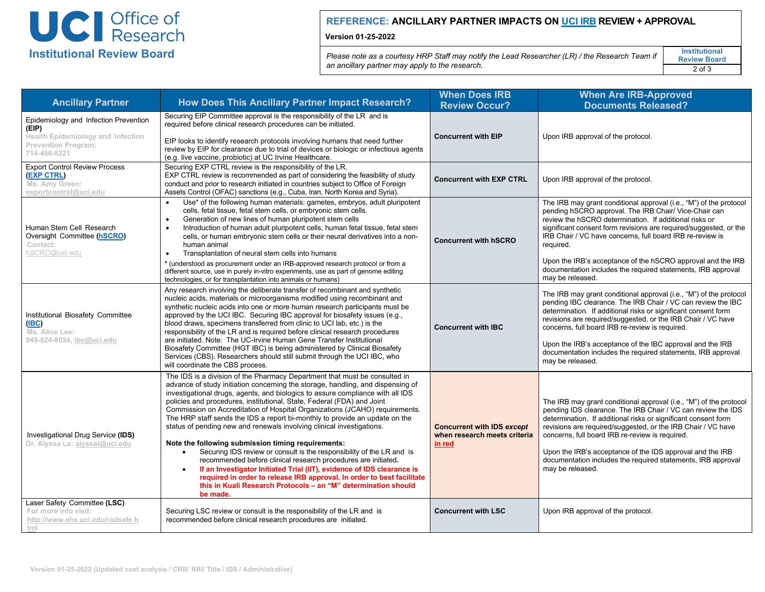**UCI Office of Research**
**Institutional Review Board**

## REFERENCE: ANCILLARY PARTNER IMPACTS ON UCI IRB REVIEW + APPROVAL

**Version 01-25-2022**

*Please note as a courtesy HRP Staff may notify the Lead Researcher (LR) / the Research Team if an ancillary partner may apply to the research.*

| Ancillary Partner | How Does This Ancillary Partner Impact Research? | When Does IRB Review Occur? | When Are IRB-Approved Documents Released? |
|---|---|---|---|
| Epidemiology and Infection Prevention **(EIP)** Health Epidemiology and Infection Prevention Program: 714-456-5221 | Securing EIP Committee approval is the responsibility of the LR and is required before clinical research procedures can be initiated.<br><br>EIP looks to identify research protocols involving humans that need further review by EIP for clearance due to trial of devices or biologic or infectious agents (e.g. live vaccine, probiotic) at UC Irvine Healthcare. | **Concurrent with EIP** | Upon IRB approval of the protocol. |
| Export Control Review Process **(EXP CTRL)** Ms. Amy Green: exportcontrol@uci.edu | Securing EXP CTRL review is the responsibility of the LR.<br>EXP CTRL review is recommended as part of considering the feasibility of study conduct and prior to research initiated in countries subject to Office of Foreign Assets Control (OFAC) sanctions (e.g., Cuba, Iran, North Korea and Syria). | **Concurrent with EXP CTRL** | Upon IRB approval of the protocol. |
| Human Stem Cell Research Oversight Committee **(hSCRO)** Contact: hSCRO@uci.edu | • Use* of the following human materials: gametes, embryos, adult pluripotent cells, fetal tissue, fetal stem cells, or embryonic stem cells.<br>• Generation of new lines of human pluripotent stem cells<br>• Introduction of human adult pluripotent cells, human fetal tissue, fetal stem cells, or human embryonic stem cells or their neural derivatives into a non-human animal<br>• Transplantation of neural stem cells into humans<br>* (understood as procurement under an IRB-approved research protocol or from a different source, use in purely in-vitro experiments, use as part of genome editing technologies, or for transplantation into animals or humans) | **Concurrent with hSCRO** | The IRB may grant conditional approval (i.e., "M") of the protocol pending hSCRO approval. The IRB Chair/ Vice-Chair can review the hSCRO determination. If additional risks or significant consent form revisions are required/suggested, or the IRB Chair / VC have concerns, full board IRB re-review is required.<br><br>Upon the IRB's acceptance of the hSCRO approval and the IRB documentation includes the required statements, IRB approval may be released. |
| Institutional Biosafety Committee **(IBC)** Ms. Alice Lee: 949-824-8024, ibc@uci.edu | Any research involving the deliberate transfer of recombinant and synthetic nucleic acids, materials or microorganisms modified using recombinant and synthetic nucleic acids into one or more human research participants must be approved by the UCI IBC. Securing IBC approval for biosafety issues (e.g., blood draws, specimens transferred from clinic to UCI lab, etc.) is the responsibility of the LR and is required before clinical research procedures are initiated. Note: The UC-Irvine Human Gene Transfer Institutional Biosafety Committee (HGT IBC) is being administered by Clinical Biosafety Services (CBS). Researchers should still submit through the UCI IBC, who will coordinate the CBS process. | **Concurrent with IBC** | The IRB may grant conditional approval (i.e., "M") of the protocol pending IBC clearance. The IRB Chair / VC can review the IBC determination. If additional risks or significant consent form revisions are required/suggested, or the IRB Chair / VC have concerns, full board IRB re-review is required.<br><br>Upon the IRB's acceptance of the IBC approval and the IRB documentation includes the required statements, IRB approval may be released. |
| Investigational Drug Service **(IDS)** Dr. Alyssa Le: alyssal@uci.edu | The IDS is a division of the Pharmacy Department that must be consulted in advance of study initiation concerning the storage, handling, and dispensing of investigational drugs, agents, and biologics to assure compliance with all IDS policies and procedures, institutional, State, Federal (FDA) and Joint Commission on Accreditation of Hospital Organizations (JCAHO) requirements. The HRP staff sends the IDS a report bi-monthly to provide an update on the status of pending new and renewals involving clinical investigations.<br><br>**Note the following submission timing requirements:**<br>• Securing IDS review or consult is the responsibility of the LR and is recommended before clinical research procedures are initiated.<br>• **If an Investigator Initiated Trial (IIT), evidence of IDS clearance is required in order to release IRB approval. In order to best facilitate this in Kuali Research Protocols – an "M" determination should be made.** | **Concurrent with IDS *except* when research meets criteria in red** | The IRB may grant conditional approval (i.e., "M") of the protocol pending IDS clearance. The IRB Chair / VC can review the IDS determination. If additional risks or significant consent form revisions are required/suggested, or the IRB Chair / VC have concerns, full board IRB re-review is required.<br><br>Upon the IRB's acceptance of the IDS approval and the IRB documentation includes the required statements, IRB approval may be released. |
| Laser Safety Committee **(LSC)** For more info visit: http://www.ehs.uci.edu/radsafe.html | Securing LSC review or consult is the responsibility of the LR and is recommended before clinical research procedures are initiated. | **Concurrent with LSC** | Upon IRB approval of the protocol. |

Version 01-25-2022 (Updated cost analysis / CRB/ RRI/ Title / IDS / Administrative)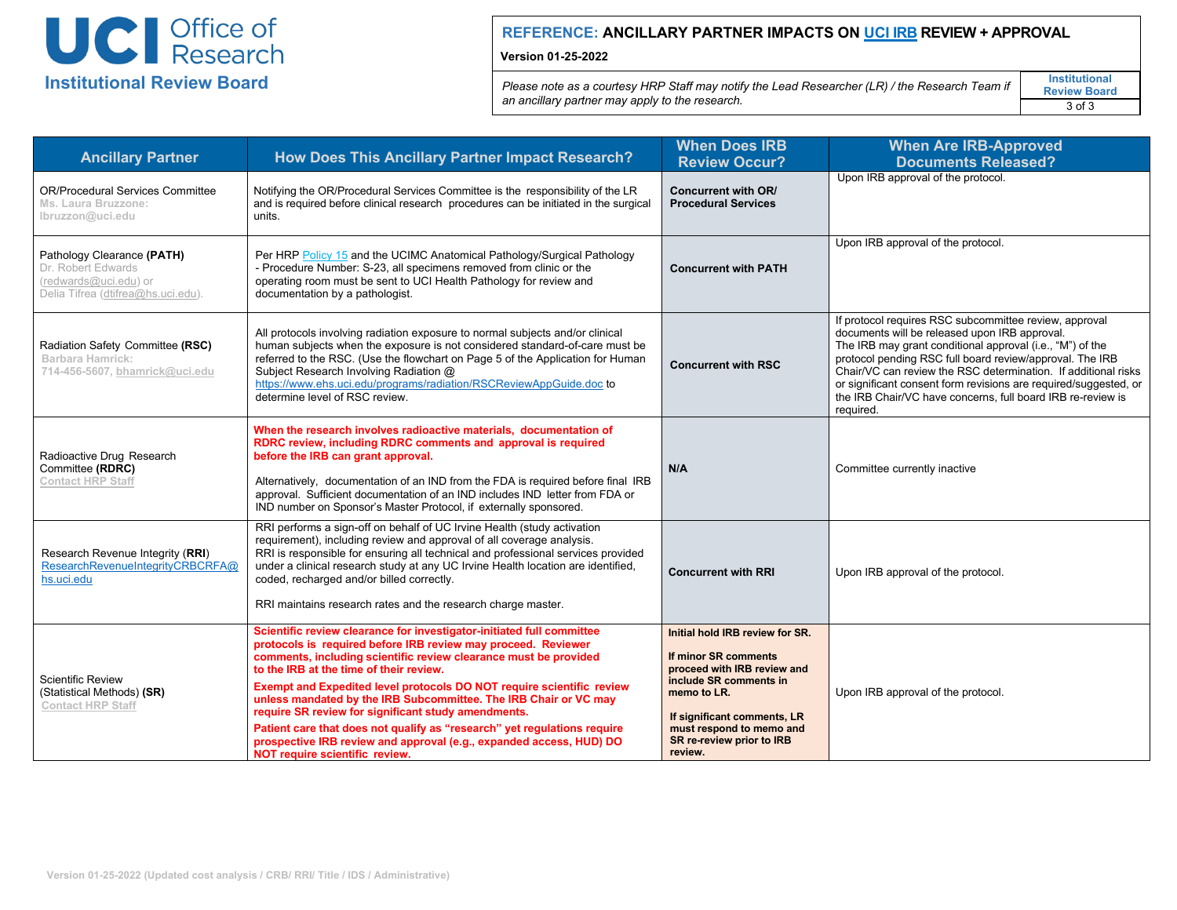# UCI Office of Research

**Institutional Review Board**

## REFERENCE: ANCILLARY PARTNER IMPACTS ON UCI IRB REVIEW + APPROVAL

**Version 01-25-2022**

*Please note as a courtesy HRP Staff may notify the Lead Researcher (LR) / the Research Team if an ancillary partner may apply to the research.*

| Ancillary Partner | How Does This Ancillary Partner Impact Research? | When Does IRB Review Occur? | When Are IRB-Approved Documents Released? |
|---|---|---|---|
| OR/Procedural Services Committee<br>**Ms. Laura Bruzzone: lbruzzon@uci.edu** | Notifying the OR/Procedural Services Committee is the responsibility of the LR and is required before clinical research procedures can be initiated in the surgical units. | **Concurrent with OR/ Procedural Services** | Upon IRB approval of the protocol. |
| Pathology Clearance **(PATH)**<br>Dr. Robert Edwards (redwards@uci.edu) or Delia Tifrea (dtifrea@hs.uci.edu). | Per HRP Policy 15 and the UCIMC Anatomical Pathology/Surgical Pathology - Procedure Number: S-23, all specimens removed from clinic or the operating room must be sent to UCI Health Pathology for review and documentation by a pathologist. | **Concurrent with PATH** | Upon IRB approval of the protocol. |
| Radiation Safety Committee **(RSC)**<br>**Barbara Hamrick: 714-456-5607, bhamrick@uci.edu** | All protocols involving radiation exposure to normal subjects and/or clinical human subjects when the exposure is not considered standard-of-care must be referred to the RSC. (Use the flowchart on Page 5 of the Application for Human Subject Research Involving Radiation @ https://www.ehs.uci.edu/programs/radiation/RSCReviewAppGuide.doc to determine level of RSC review. | **Concurrent with RSC** | If protocol requires RSC subcommittee review, approval documents will be released upon IRB approval.<br>The IRB may grant conditional approval (i.e., "M") of the protocol pending RSC full board review/approval. The IRB Chair/VC can review the RSC determination. If additional risks or significant consent form revisions are required/suggested, or the IRB Chair/VC have concerns, full board IRB re-review is required. |
| Radioactive Drug Research Committee **(RDRC)**<br>**Contact HRP Staff** | **When the research involves radioactive materials, documentation of RDRC review, including RDRC comments and approval is required before the IRB can grant approval.**<br><br>Alternatively, documentation of an IND from the FDA is required before final IRB approval. Sufficient documentation of an IND includes IND letter from FDA or IND number on Sponsor's Master Protocol, if externally sponsored. | **N/A** | Committee currently inactive |
| Research Revenue Integrity (**RRI**)<br>ResearchRevenueIntegrityCRBCRFA@hs.uci.edu | RRI performs a sign-off on behalf of UC Irvine Health (study activation requirement), including review and approval of all coverage analysis.<br>RRI is responsible for ensuring all technical and professional services provided under a clinical research study at any UC Irvine Health location are identified, coded, recharged and/or billed correctly.<br><br>RRI maintains research rates and the research charge master. | **Concurrent with RRI** | Upon IRB approval of the protocol. |
| Scientific Review (Statistical Methods) **(SR)**<br>**Contact HRP Staff** | **Scientific review clearance for investigator-initiated full committee protocols is required before IRB review may proceed. Reviewer comments, including scientific review clearance must be provided to the IRB at the time of their review.**<br>**Exempt and Expedited level protocols DO NOT require scientific review unless mandated by the IRB Subcommittee. The IRB Chair or VC may require SR review for significant study amendments.**<br>**Patient care that does not qualify as "research" yet regulations require prospective IRB review and approval (e.g., expanded access, HUD) DO NOT require scientific review.** | **Initial hold IRB review for SR.**<br><br>**If minor SR comments proceed with IRB review and include SR comments in memo to LR.**<br><br>**If significant comments, LR must respond to memo and SR re-review prior to IRB review.** | Upon IRB approval of the protocol. |

Version 01-25-2022 (Updated cost analysis / CRB/ RRI/ Title / IDS / Administrative)